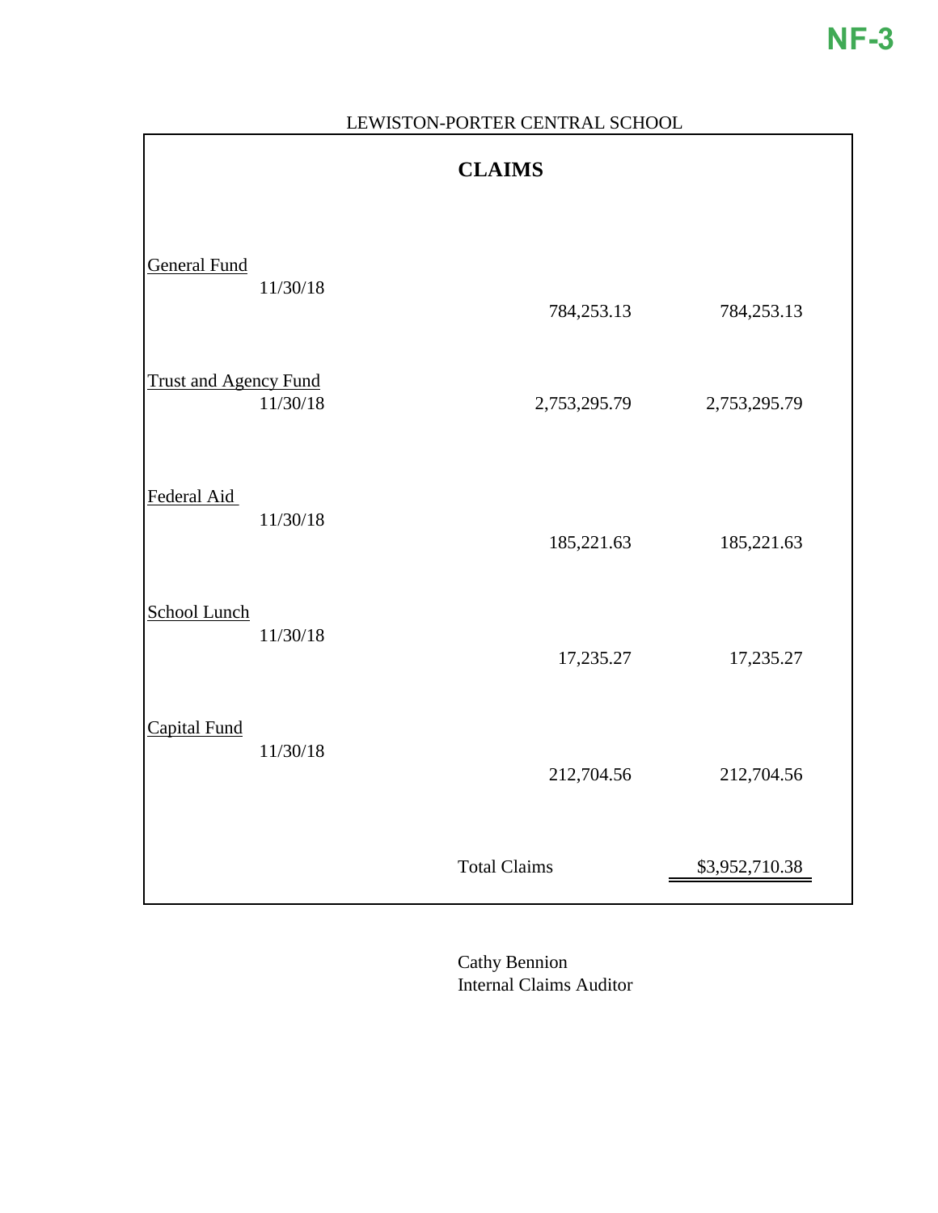NF-3

LEWISTON-PORTER CENTRAL SCHOOL

## CLAIMS

| Fund | Date | Amount | Total |
|---|---|---|---|
| General Fund | 11/30/18 | 784,253.13 | 784,253.13 |
| Trust and Agency Fund | 11/30/18 | 2,753,295.79 | 2,753,295.79 |
| Federal Aid | 11/30/18 | 185,221.63 | 185,221.63 |
| School Lunch | 11/30/18 | 17,235.27 | 17,235.27 |
| Capital Fund | 11/30/18 | 212,704.56 | 212,704.56 |
| | | Total Claims | $3,952,710.38 |

Cathy Bennion
Internal Claims Auditor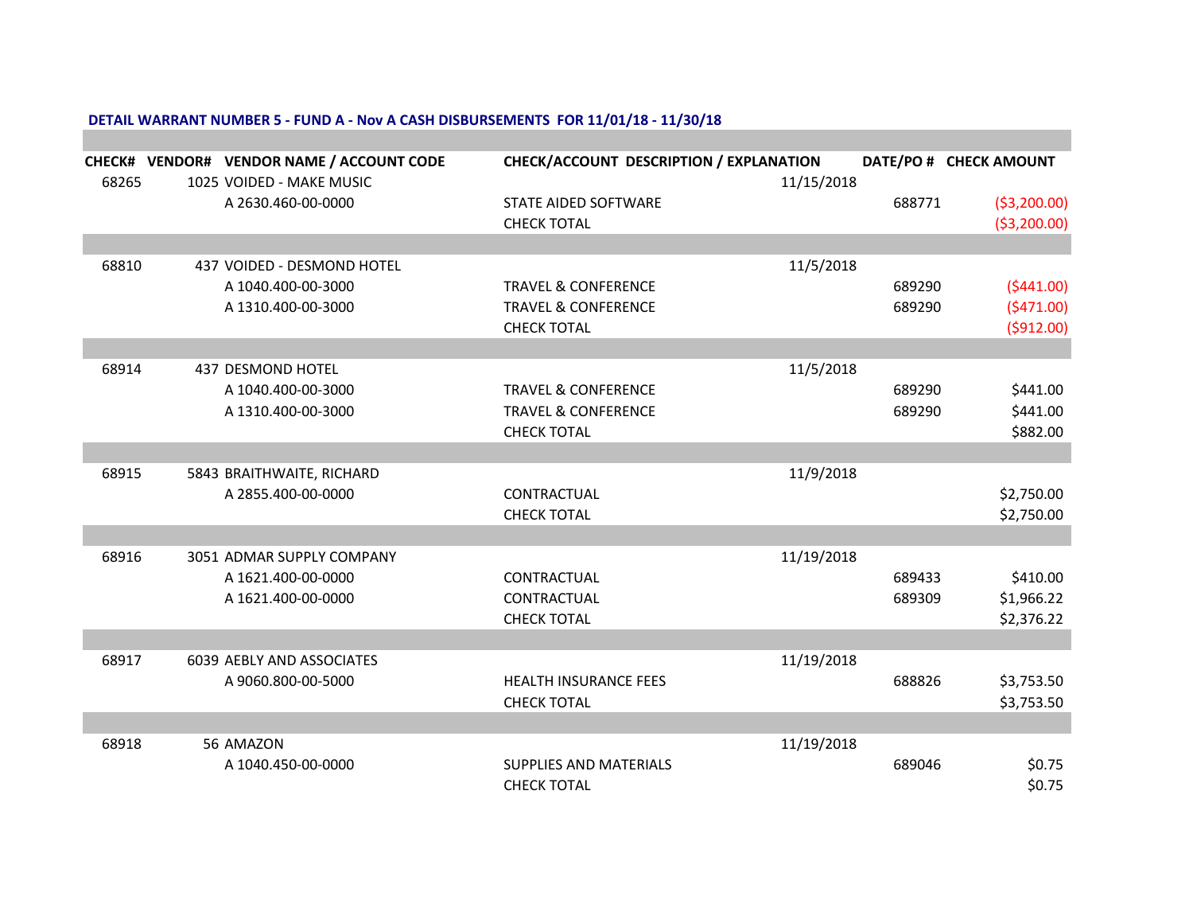**DETAIL WARRANT NUMBER 5 - FUND A - Nov A CASH DISBURSEMENTS FOR 11/01/18 - 11/30/18**

| CHECK# | VENDOR# | VENDOR NAME / ACCOUNT CODE | CHECK/ACCOUNT DESCRIPTION / EXPLANATION | | DATE/PO # | CHECK AMOUNT |
|---|---|---|---|---|---|---|
| 68265 | 1025 | VOIDED - MAKE MUSIC | | 11/15/2018 | | |
| | | A 2630.460-00-0000 | STATE AIDED SOFTWARE | | 688771 | ($3,200.00) |
| | | | CHECK TOTAL | | | ($3,200.00) |
| 68810 | 437 | VOIDED - DESMOND HOTEL | | 11/5/2018 | | |
| | | A 1040.400-00-3000 | TRAVEL & CONFERENCE | | 689290 | ($441.00) |
| | | A 1310.400-00-3000 | TRAVEL & CONFERENCE | | 689290 | ($471.00) |
| | | | CHECK TOTAL | | | ($912.00) |
| 68914 | 437 | DESMOND HOTEL | | 11/5/2018 | | |
| | | A 1040.400-00-3000 | TRAVEL & CONFERENCE | | 689290 | $441.00 |
| | | A 1310.400-00-3000 | TRAVEL & CONFERENCE | | 689290 | $441.00 |
| | | | CHECK TOTAL | | | $882.00 |
| 68915 | 5843 | BRAITHWAITE, RICHARD | | 11/9/2018 | | |
| | | A 2855.400-00-0000 | CONTRACTUAL | | | $2,750.00 |
| | | | CHECK TOTAL | | | $2,750.00 |
| 68916 | 3051 | ADMAR SUPPLY COMPANY | | 11/19/2018 | | |
| | | A 1621.400-00-0000 | CONTRACTUAL | | 689433 | $410.00 |
| | | A 1621.400-00-0000 | CONTRACTUAL | | 689309 | $1,966.22 |
| | | | CHECK TOTAL | | | $2,376.22 |
| 68917 | 6039 | AEBLY AND ASSOCIATES | | 11/19/2018 | | |
| | | A 9060.800-00-5000 | HEALTH INSURANCE FEES | | 688826 | $3,753.50 |
| | | | CHECK TOTAL | | | $3,753.50 |
| 68918 | 56 | AMAZON | | 11/19/2018 | | |
| | | A 1040.450-00-0000 | SUPPLIES AND MATERIALS | | 689046 | $0.75 |
| | | | CHECK TOTAL | | | $0.75 |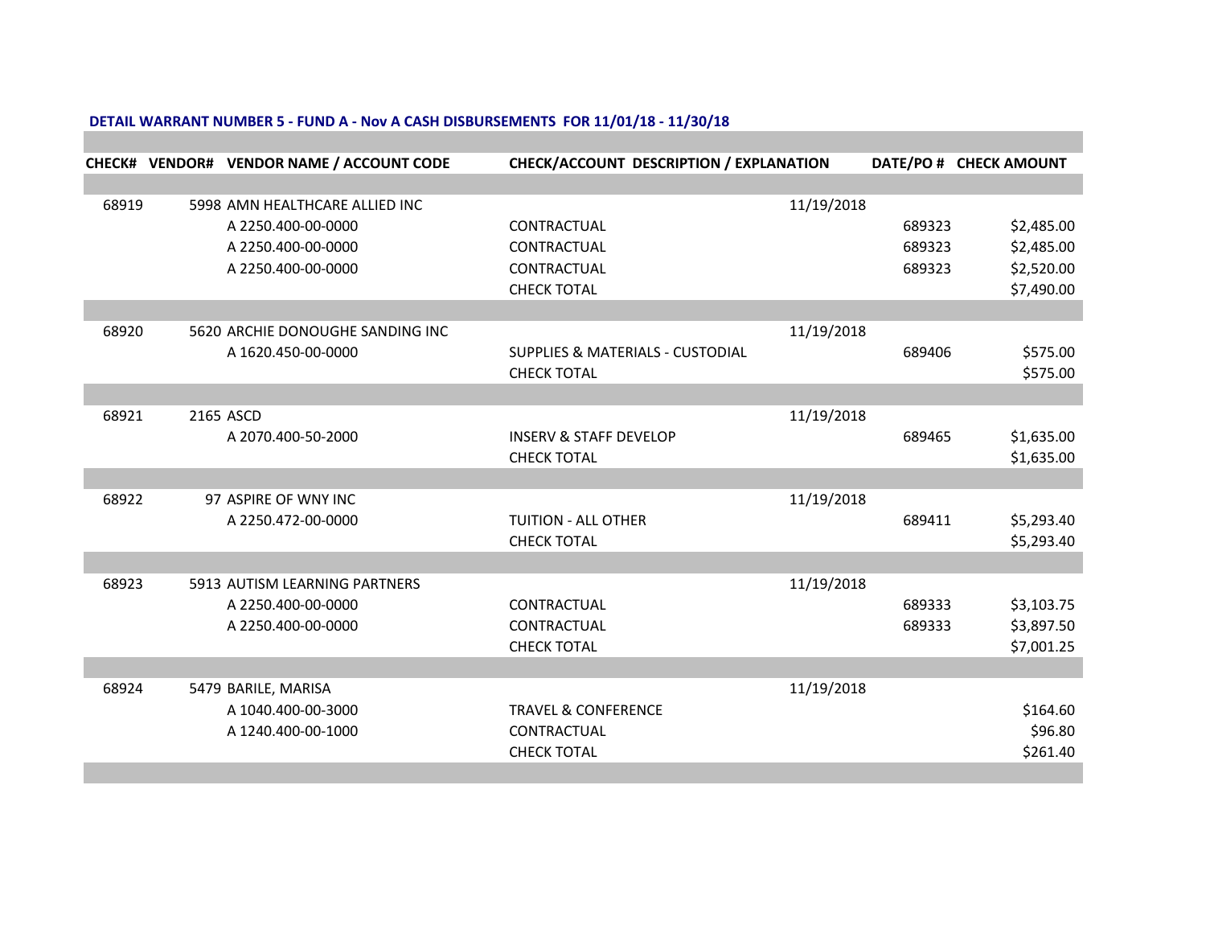**DETAIL WARRANT NUMBER 5 - FUND A - Nov A CASH DISBURSEMENTS FOR 11/01/18 - 11/30/18**

| CHECK# | VENDOR# | VENDOR NAME / ACCOUNT CODE | CHECK/ACCOUNT DESCRIPTION / EXPLANATION | DATE/PO # | CHECK AMOUNT |
|---|---|---|---|---|---|
| 68919 | 5998 | AMN HEALTHCARE ALLIED INC | | 11/19/2018 | |
| | | A 2250.400-00-0000 | CONTRACTUAL | 689323 | $2,485.00 |
| | | A 2250.400-00-0000 | CONTRACTUAL | 689323 | $2,485.00 |
| | | A 2250.400-00-0000 | CONTRACTUAL | 689323 | $2,520.00 |
| | | | CHECK TOTAL | | $7,490.00 |
| 68920 | 5620 | ARCHIE DONOUGHE SANDING INC | | 11/19/2018 | |
| | | A 1620.450-00-0000 | SUPPLIES & MATERIALS - CUSTODIAL | 689406 | $575.00 |
| | | | CHECK TOTAL | | $575.00 |
| 68921 | 2165 | ASCD | | 11/19/2018 | |
| | | A 2070.400-50-2000 | INSERV & STAFF DEVELOP | 689465 | $1,635.00 |
| | | | CHECK TOTAL | | $1,635.00 |
| 68922 | 97 | ASPIRE OF WNY INC | | 11/19/2018 | |
| | | A 2250.472-00-0000 | TUITION - ALL OTHER | 689411 | $5,293.40 |
| | | | CHECK TOTAL | | $5,293.40 |
| 68923 | 5913 | AUTISM LEARNING PARTNERS | | 11/19/2018 | |
| | | A 2250.400-00-0000 | CONTRACTUAL | 689333 | $3,103.75 |
| | | A 2250.400-00-0000 | CONTRACTUAL | 689333 | $3,897.50 |
| | | | CHECK TOTAL | | $7,001.25 |
| 68924 | 5479 | BARILE, MARISA | | 11/19/2018 | |
| | | A 1040.400-00-3000 | TRAVEL & CONFERENCE | | $164.60 |
| | | A 1240.400-00-1000 | CONTRACTUAL | | $96.80 |
| | | | CHECK TOTAL | | $261.40 |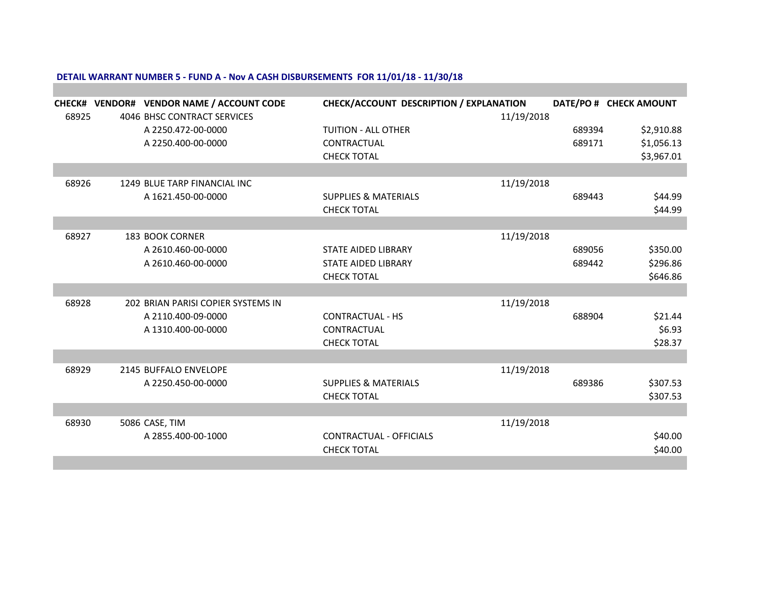**DETAIL WARRANT NUMBER 5 - FUND A - Nov A CASH DISBURSEMENTS FOR 11/01/18 - 11/30/18**

| CHECK# | VENDOR# | VENDOR NAME / ACCOUNT CODE | CHECK/ACCOUNT DESCRIPTION / EXPLANATION | | DATE/PO # | CHECK AMOUNT |
|---|---|---|---|---|---|---|
| 68925 | 4046 | BHSC CONTRACT SERVICES | | 11/19/2018 | | |
| | | A 2250.472-00-0000 | TUITION - ALL OTHER | | 689394 | $2,910.88 |
| | | A 2250.400-00-0000 | CONTRACTUAL | | 689171 | $1,056.13 |
| | | | CHECK TOTAL | | | $3,967.01 |
| | | | | | | |
| 68926 | 1249 | BLUE TARP FINANCIAL INC | | 11/19/2018 | | |
| | | A 1621.450-00-0000 | SUPPLIES & MATERIALS | | 689443 | $44.99 |
| | | | CHECK TOTAL | | | $44.99 |
| | | | | | | |
| 68927 | 183 | BOOK CORNER | | 11/19/2018 | | |
| | | A 2610.460-00-0000 | STATE AIDED LIBRARY | | 689056 | $350.00 |
| | | A 2610.460-00-0000 | STATE AIDED LIBRARY | | 689442 | $296.86 |
| | | | CHECK TOTAL | | | $646.86 |
| | | | | | | |
| 68928 | 202 | BRIAN PARISI COPIER SYSTEMS IN | | 11/19/2018 | | |
| | | A 2110.400-09-0000 | CONTRACTUAL - HS | | 688904 | $21.44 |
| | | A 1310.400-00-0000 | CONTRACTUAL | | | $6.93 |
| | | | CHECK TOTAL | | | $28.37 |
| | | | | | | |
| 68929 | 2145 | BUFFALO ENVELOPE | | 11/19/2018 | | |
| | | A 2250.450-00-0000 | SUPPLIES & MATERIALS | | 689386 | $307.53 |
| | | | CHECK TOTAL | | | $307.53 |
| | | | | | | |
| 68930 | 5086 | CASE, TIM | | 11/19/2018 | | |
| | | A 2855.400-00-1000 | CONTRACTUAL - OFFICIALS | | | $40.00 |
| | | | CHECK TOTAL | | | $40.00 |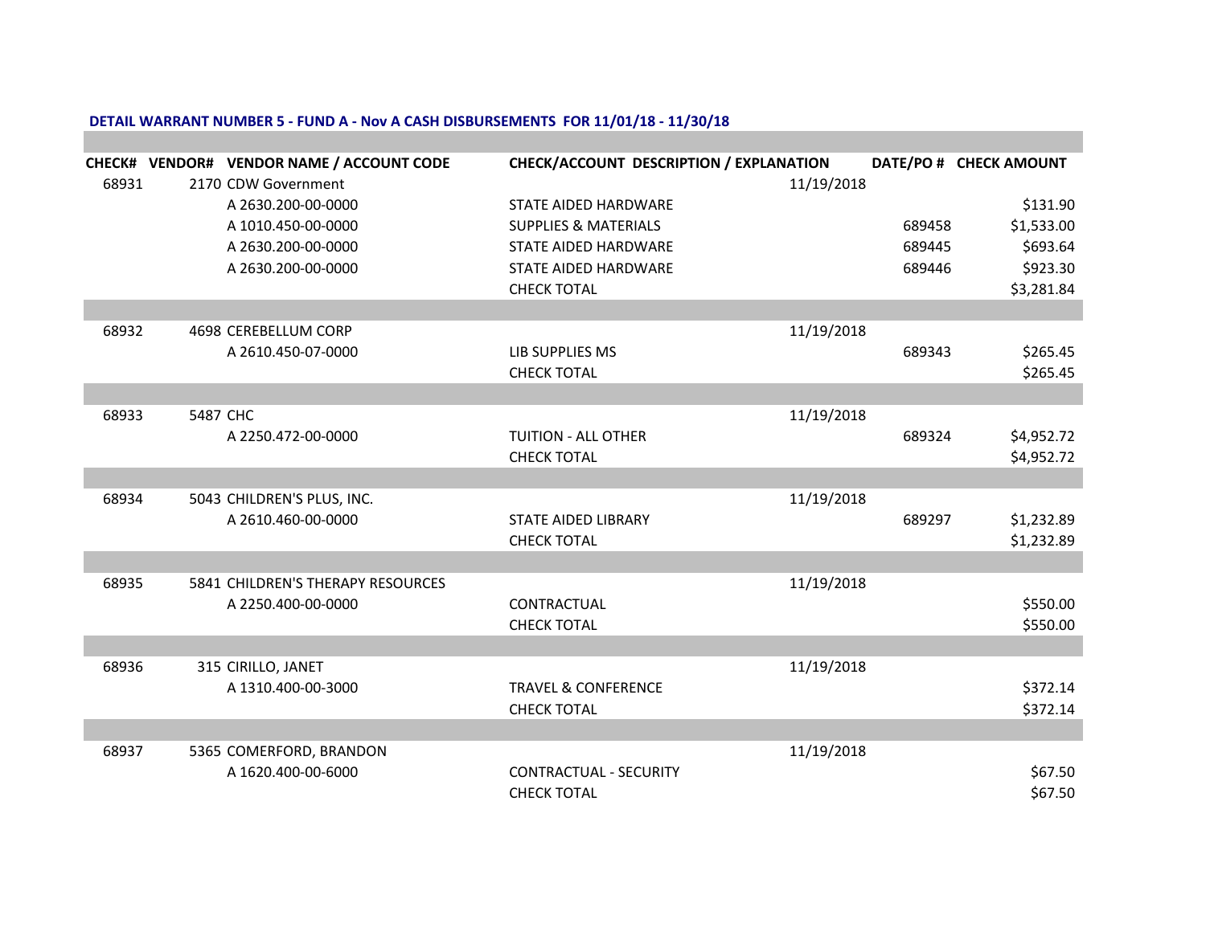**DETAIL WARRANT NUMBER 5 - FUND A - Nov A CASH DISBURSEMENTS FOR 11/01/18 - 11/30/18**

| CHECK# | VENDOR# | VENDOR NAME / ACCOUNT CODE | CHECK/ACCOUNT DESCRIPTION / EXPLANATION | | DATE/PO # | CHECK AMOUNT |
|---|---|---|---|---|---|---|
| 68931 | 2170 | CDW Government | | 11/19/2018 | | |
| | | A 2630.200-00-0000 | STATE AIDED HARDWARE | | | $131.90 |
| | | A 1010.450-00-0000 | SUPPLIES & MATERIALS | | 689458 | $1,533.00 |
| | | A 2630.200-00-0000 | STATE AIDED HARDWARE | | 689445 | $693.64 |
| | | A 2630.200-00-0000 | STATE AIDED HARDWARE | | 689446 | $923.30 |
| | | | CHECK TOTAL | | | $3,281.84 |
| 68932 | 4698 | CEREBELLUM CORP | | 11/19/2018 | | |
| | | A 2610.450-07-0000 | LIB SUPPLIES MS | | 689343 | $265.45 |
| | | | CHECK TOTAL | | | $265.45 |
| 68933 | 5487 | CHC | | 11/19/2018 | | |
| | | A 2250.472-00-0000 | TUITION - ALL OTHER | | 689324 | $4,952.72 |
| | | | CHECK TOTAL | | | $4,952.72 |
| 68934 | 5043 | CHILDREN'S PLUS, INC. | | 11/19/2018 | | |
| | | A 2610.460-00-0000 | STATE AIDED LIBRARY | | 689297 | $1,232.89 |
| | | | CHECK TOTAL | | | $1,232.89 |
| 68935 | 5841 | CHILDREN'S THERAPY RESOURCES | | 11/19/2018 | | |
| | | A 2250.400-00-0000 | CONTRACTUAL | | | $550.00 |
| | | | CHECK TOTAL | | | $550.00 |
| 68936 | 315 | CIRILLO, JANET | | 11/19/2018 | | |
| | | A 1310.400-00-3000 | TRAVEL & CONFERENCE | | | $372.14 |
| | | | CHECK TOTAL | | | $372.14 |
| 68937 | 5365 | COMERFORD, BRANDON | | 11/19/2018 | | |
| | | A 1620.400-00-6000 | CONTRACTUAL - SECURITY | | | $67.50 |
| | | | CHECK TOTAL | | | $67.50 |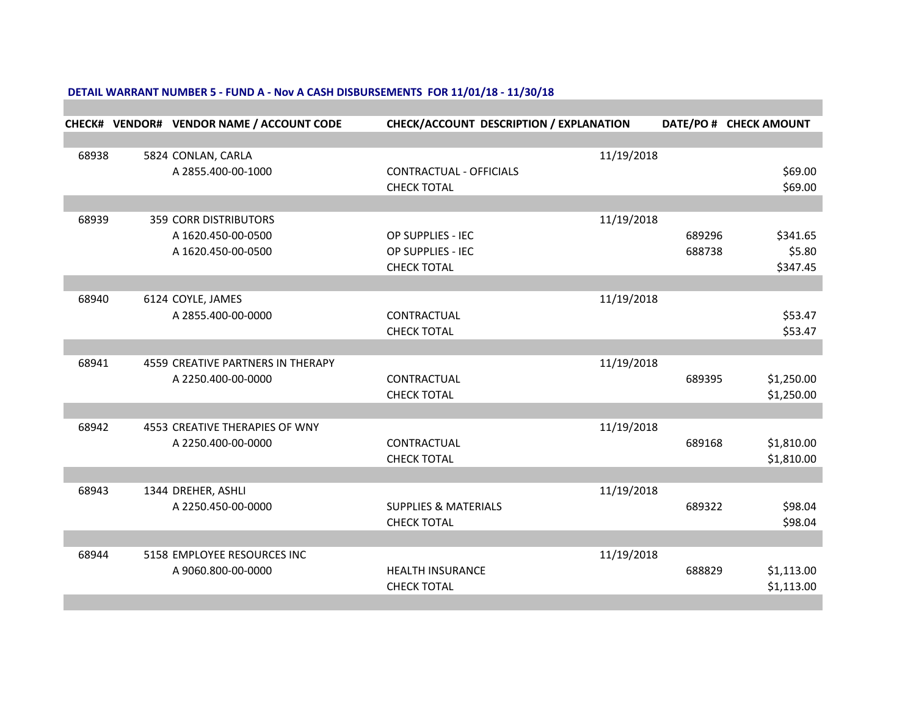**DETAIL WARRANT NUMBER 5 - FUND A - Nov A CASH DISBURSEMENTS FOR 11/01/18 - 11/30/18**

| CHECK# | VENDOR# | VENDOR NAME / ACCOUNT CODE | CHECK/ACCOUNT DESCRIPTION / EXPLANATION | DATE/PO # | CHECK AMOUNT |
|---|---|---|---|---|---|
| 68938 | 5824 | CONLAN, CARLA | | 11/19/2018 | |
| | | A 2855.400-00-1000 | CONTRACTUAL - OFFICIALS | | $69.00 |
| | | | CHECK TOTAL | | $69.00 |
| 68939 | 359 | CORR DISTRIBUTORS | | 11/19/2018 | |
| | | A 1620.450-00-0500 | OP SUPPLIES - IEC | 689296 | $341.65 |
| | | A 1620.450-00-0500 | OP SUPPLIES - IEC | 688738 | $5.80 |
| | | | CHECK TOTAL | | $347.45 |
| 68940 | 6124 | COYLE, JAMES | | 11/19/2018 | |
| | | A 2855.400-00-0000 | CONTRACTUAL | | $53.47 |
| | | | CHECK TOTAL | | $53.47 |
| 68941 | 4559 | CREATIVE PARTNERS IN THERAPY | | 11/19/2018 | |
| | | A 2250.400-00-0000 | CONTRACTUAL | 689395 | $1,250.00 |
| | | | CHECK TOTAL | | $1,250.00 |
| 68942 | 4553 | CREATIVE THERAPIES OF WNY | | 11/19/2018 | |
| | | A 2250.400-00-0000 | CONTRACTUAL | 689168 | $1,810.00 |
| | | | CHECK TOTAL | | $1,810.00 |
| 68943 | 1344 | DREHER, ASHLI | | 11/19/2018 | |
| | | A 2250.450-00-0000 | SUPPLIES & MATERIALS | 689322 | $98.04 |
| | | | CHECK TOTAL | | $98.04 |
| 68944 | 5158 | EMPLOYEE RESOURCES INC | | 11/19/2018 | |
| | | A 9060.800-00-0000 | HEALTH INSURANCE | 688829 | $1,113.00 |
| | | | CHECK TOTAL | | $1,113.00 |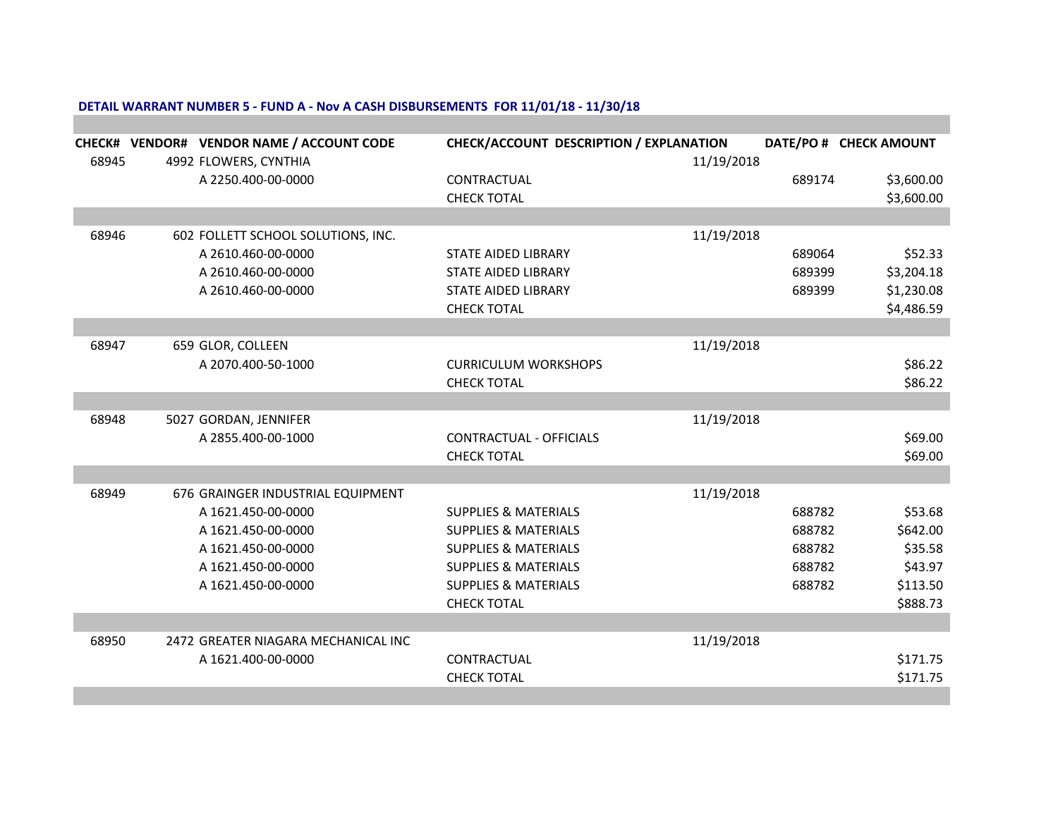**DETAIL WARRANT NUMBER 5 - FUND A - Nov A CASH DISBURSEMENTS FOR 11/01/18 - 11/30/18**

| CHECK# | VENDOR# | VENDOR NAME / ACCOUNT CODE | CHECK/ACCOUNT DESCRIPTION / EXPLANATION | | DATE/PO # | CHECK AMOUNT |
|---|---|---|---|---|---|---|
| 68945 | 4992 | FLOWERS, CYNTHIA | | 11/19/2018 | | |
| | | A 2250.400-00-0000 | CONTRACTUAL | | 689174 | $3,600.00 |
| | | | CHECK TOTAL | | | $3,600.00 |
| 68946 | 602 | FOLLETT SCHOOL SOLUTIONS, INC. | | 11/19/2018 | | |
| | | A 2610.460-00-0000 | STATE AIDED LIBRARY | | 689064 | $52.33 |
| | | A 2610.460-00-0000 | STATE AIDED LIBRARY | | 689399 | $3,204.18 |
| | | A 2610.460-00-0000 | STATE AIDED LIBRARY | | 689399 | $1,230.08 |
| | | | CHECK TOTAL | | | $4,486.59 |
| 68947 | 659 | GLOR, COLLEEN | | 11/19/2018 | | |
| | | A 2070.400-50-1000 | CURRICULUM WORKSHOPS | | | $86.22 |
| | | | CHECK TOTAL | | | $86.22 |
| 68948 | 5027 | GORDAN, JENNIFER | | 11/19/2018 | | |
| | | A 2855.400-00-1000 | CONTRACTUAL - OFFICIALS | | | $69.00 |
| | | | CHECK TOTAL | | | $69.00 |
| 68949 | 676 | GRAINGER INDUSTRIAL EQUIPMENT | | 11/19/2018 | | |
| | | A 1621.450-00-0000 | SUPPLIES & MATERIALS | | 688782 | $53.68 |
| | | A 1621.450-00-0000 | SUPPLIES & MATERIALS | | 688782 | $642.00 |
| | | A 1621.450-00-0000 | SUPPLIES & MATERIALS | | 688782 | $35.58 |
| | | A 1621.450-00-0000 | SUPPLIES & MATERIALS | | 688782 | $43.97 |
| | | A 1621.450-00-0000 | SUPPLIES & MATERIALS | | 688782 | $113.50 |
| | | | CHECK TOTAL | | | $888.73 |
| 68950 | 2472 | GREATER NIAGARA MECHANICAL INC | | 11/19/2018 | | |
| | | A 1621.400-00-0000 | CONTRACTUAL | | | $171.75 |
| | | | CHECK TOTAL | | | $171.75 |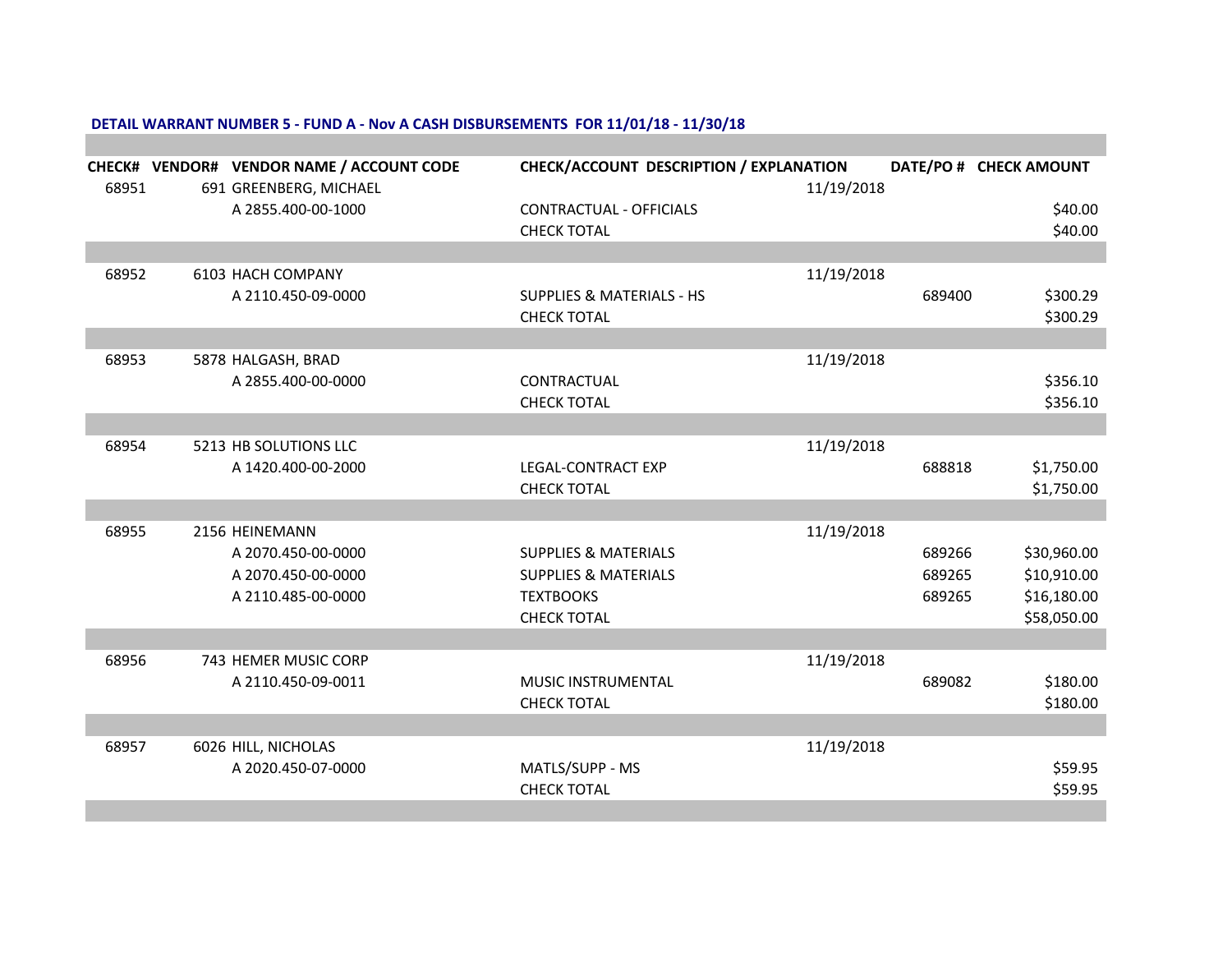**DETAIL WARRANT NUMBER 5 - FUND A - Nov A CASH DISBURSEMENTS FOR 11/01/18 - 11/30/18**

| CHECK# | VENDOR# | VENDOR NAME / ACCOUNT CODE | CHECK/ACCOUNT DESCRIPTION / EXPLANATION | DATE/PO # | CHECK AMOUNT |
|---|---|---|---|---|---|
| 68951 | 691 | GREENBERG, MICHAEL | | 11/19/2018 | |
| | | A 2855.400-00-1000 | CONTRACTUAL - OFFICIALS | | $40.00 |
| | | | CHECK TOTAL | | $40.00 |
| 68952 | 6103 | HACH COMPANY | | 11/19/2018 | |
| | | A 2110.450-09-0000 | SUPPLIES & MATERIALS - HS | 689400 | $300.29 |
| | | | CHECK TOTAL | | $300.29 |
| 68953 | 5878 | HALGASH, BRAD | | 11/19/2018 | |
| | | A 2855.400-00-0000 | CONTRACTUAL | | $356.10 |
| | | | CHECK TOTAL | | $356.10 |
| 68954 | 5213 | HB SOLUTIONS LLC | | 11/19/2018 | |
| | | A 1420.400-00-2000 | LEGAL-CONTRACT EXP | 688818 | $1,750.00 |
| | | | CHECK TOTAL | | $1,750.00 |
| 68955 | 2156 | HEINEMANN | | 11/19/2018 | |
| | | A 2070.450-00-0000 | SUPPLIES & MATERIALS | 689266 | $30,960.00 |
| | | A 2070.450-00-0000 | SUPPLIES & MATERIALS | 689265 | $10,910.00 |
| | | A 2110.485-00-0000 | TEXTBOOKS | 689265 | $16,180.00 |
| | | | CHECK TOTAL | | $58,050.00 |
| 68956 | 743 | HEMER MUSIC CORP | | 11/19/2018 | |
| | | A 2110.450-09-0011 | MUSIC INSTRUMENTAL | 689082 | $180.00 |
| | | | CHECK TOTAL | | $180.00 |
| 68957 | 6026 | HILL, NICHOLAS | | 11/19/2018 | |
| | | A 2020.450-07-0000 | MATLS/SUPP - MS | | $59.95 |
| | | | CHECK TOTAL | | $59.95 |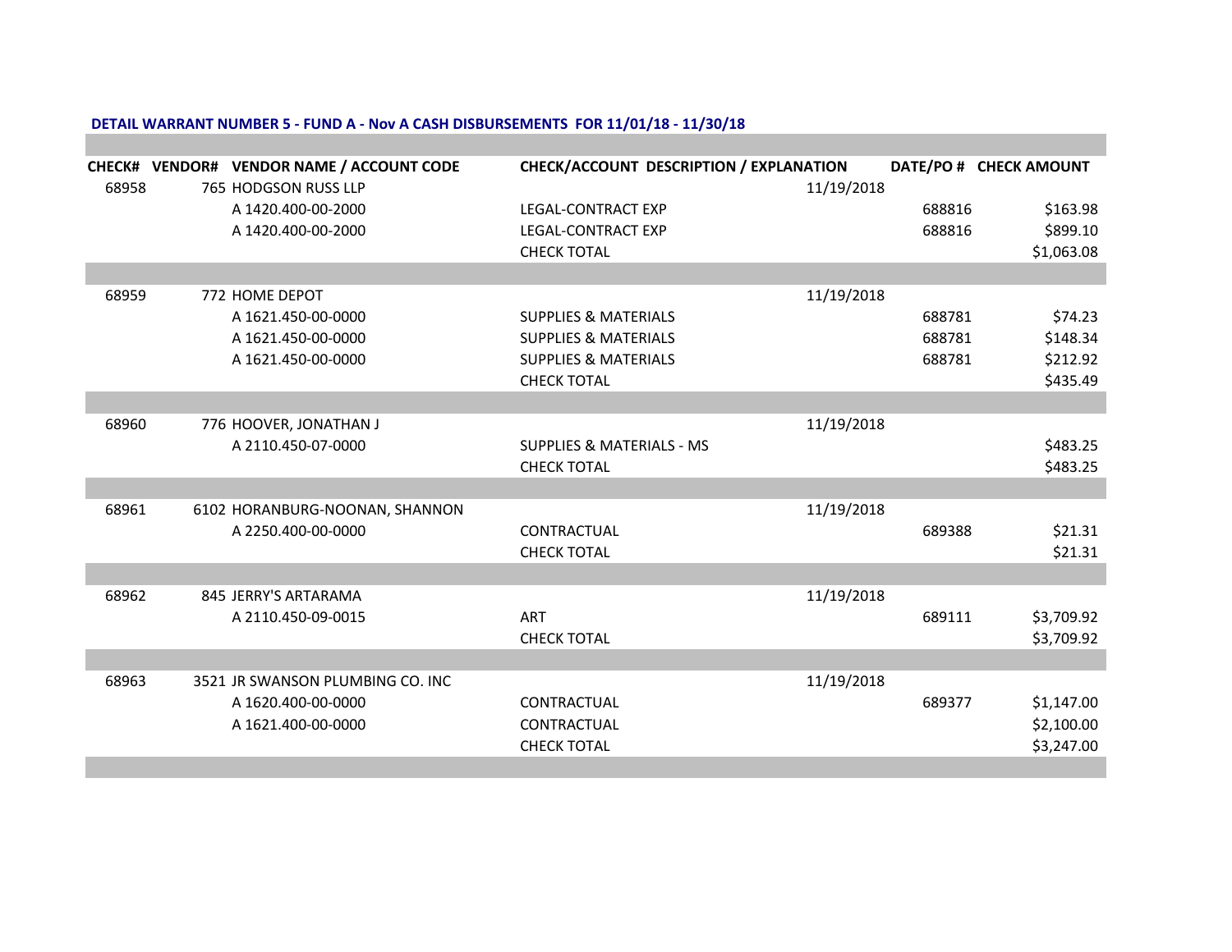**DETAIL WARRANT NUMBER 5 - FUND A - Nov A CASH DISBURSEMENTS FOR 11/01/18 - 11/30/18**

| CHECK# | VENDOR# | VENDOR NAME / ACCOUNT CODE | CHECK/ACCOUNT DESCRIPTION / EXPLANATION | | DATE/PO # | CHECK AMOUNT |
|---|---|---|---|---|---|---|
| 68958 | 765 | HODGSON RUSS LLP | | 11/19/2018 | | |
| | | A 1420.400-00-2000 | LEGAL-CONTRACT EXP | | 688816 | $163.98 |
| | | A 1420.400-00-2000 | LEGAL-CONTRACT EXP | | 688816 | $899.10 |
| | | | CHECK TOTAL | | | $1,063.08 |
| 68959 | 772 | HOME DEPOT | | 11/19/2018 | | |
| | | A 1621.450-00-0000 | SUPPLIES & MATERIALS | | 688781 | $74.23 |
| | | A 1621.450-00-0000 | SUPPLIES & MATERIALS | | 688781 | $148.34 |
| | | A 1621.450-00-0000 | SUPPLIES & MATERIALS | | 688781 | $212.92 |
| | | | CHECK TOTAL | | | $435.49 |
| 68960 | 776 | HOOVER, JONATHAN J | | 11/19/2018 | | |
| | | A 2110.450-07-0000 | SUPPLIES & MATERIALS - MS | | | $483.25 |
| | | | CHECK TOTAL | | | $483.25 |
| 68961 | 6102 | HORANBURG-NOONAN, SHANNON | | 11/19/2018 | | |
| | | A 2250.400-00-0000 | CONTRACTUAL | | 689388 | $21.31 |
| | | | CHECK TOTAL | | | $21.31 |
| 68962 | 845 | JERRY'S ARTARAMA | | 11/19/2018 | | |
| | | A 2110.450-09-0015 | ART | | 689111 | $3,709.92 |
| | | | CHECK TOTAL | | | $3,709.92 |
| 68963 | 3521 | JR SWANSON PLUMBING CO. INC | | 11/19/2018 | | |
| | | A 1620.400-00-0000 | CONTRACTUAL | | 689377 | $1,147.00 |
| | | A 1621.400-00-0000 | CONTRACTUAL | | | $2,100.00 |
| | | | CHECK TOTAL | | | $3,247.00 |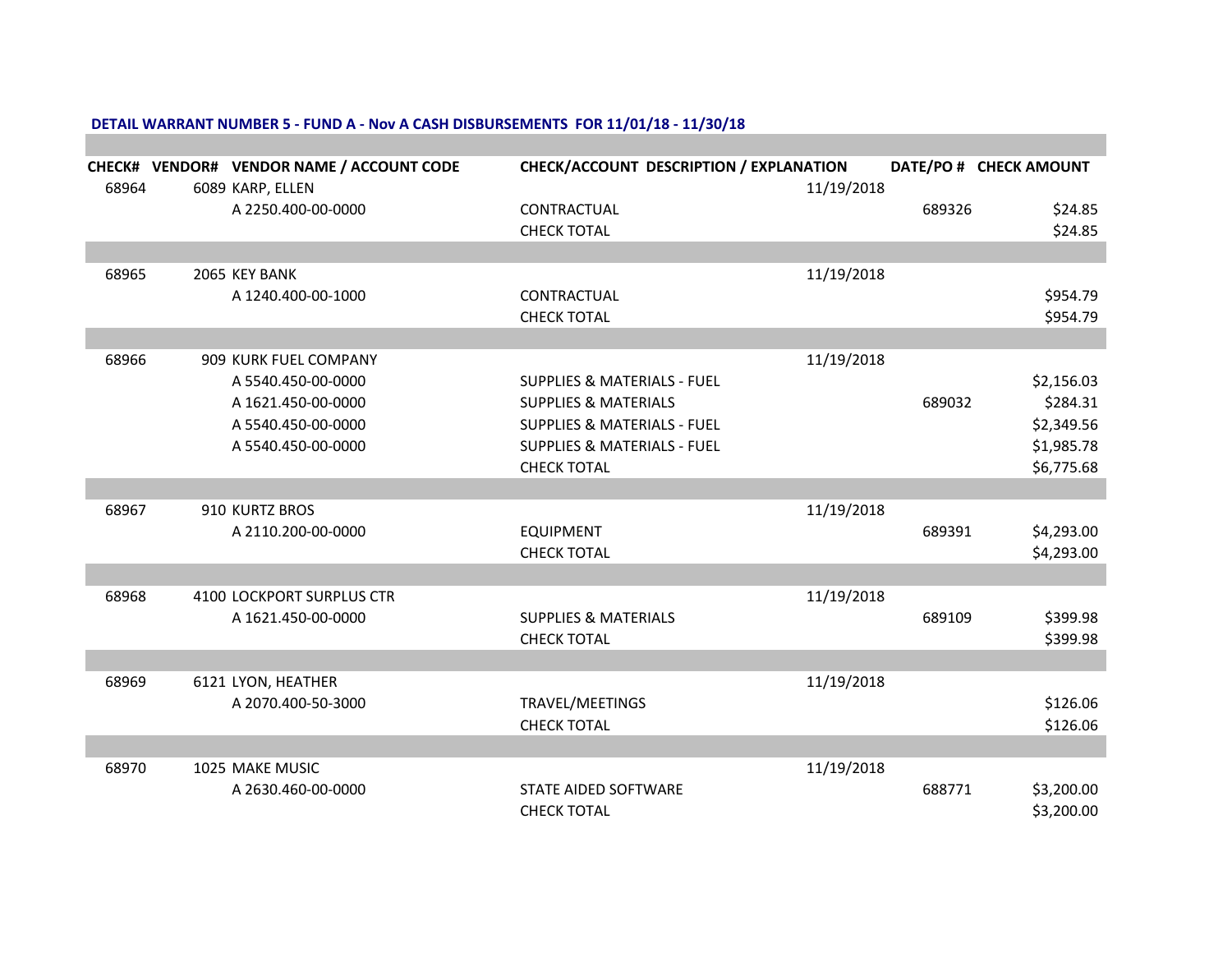**DETAIL WARRANT NUMBER 5 - FUND A - Nov A CASH DISBURSEMENTS FOR 11/01/18 - 11/30/18**

| CHECK# | VENDOR# | VENDOR NAME / ACCOUNT CODE | CHECK/ACCOUNT DESCRIPTION / EXPLANATION | DATE/PO # | CHECK AMOUNT |
|---|---|---|---|---|---|
| 68964 | 6089 | KARP, ELLEN | | 11/19/2018 | |
| | | A 2250.400-00-0000 | CONTRACTUAL | 689326 | $24.85 |
| | | | CHECK TOTAL | | $24.85 |
| 68965 | 2065 | KEY BANK | | 11/19/2018 | |
| | | A 1240.400-00-1000 | CONTRACTUAL | | $954.79 |
| | | | CHECK TOTAL | | $954.79 |
| 68966 | 909 | KURK FUEL COMPANY | | 11/19/2018 | |
| | | A 5540.450-00-0000 | SUPPLIES & MATERIALS - FUEL | | $2,156.03 |
| | | A 1621.450-00-0000 | SUPPLIES & MATERIALS | 689032 | $284.31 |
| | | A 5540.450-00-0000 | SUPPLIES & MATERIALS - FUEL | | $2,349.56 |
| | | A 5540.450-00-0000 | SUPPLIES & MATERIALS - FUEL | | $1,985.78 |
| | | | CHECK TOTAL | | $6,775.68 |
| 68967 | 910 | KURTZ BROS | | 11/19/2018 | |
| | | A 2110.200-00-0000 | EQUIPMENT | 689391 | $4,293.00 |
| | | | CHECK TOTAL | | $4,293.00 |
| 68968 | 4100 | LOCKPORT SURPLUS CTR | | 11/19/2018 | |
| | | A 1621.450-00-0000 | SUPPLIES & MATERIALS | 689109 | $399.98 |
| | | | CHECK TOTAL | | $399.98 |
| 68969 | 6121 | LYON, HEATHER | | 11/19/2018 | |
| | | A 2070.400-50-3000 | TRAVEL/MEETINGS | | $126.06 |
| | | | CHECK TOTAL | | $126.06 |
| 68970 | 1025 | MAKE MUSIC | | 11/19/2018 | |
| | | A 2630.460-00-0000 | STATE AIDED SOFTWARE | 688771 | $3,200.00 |
| | | | CHECK TOTAL | | $3,200.00 |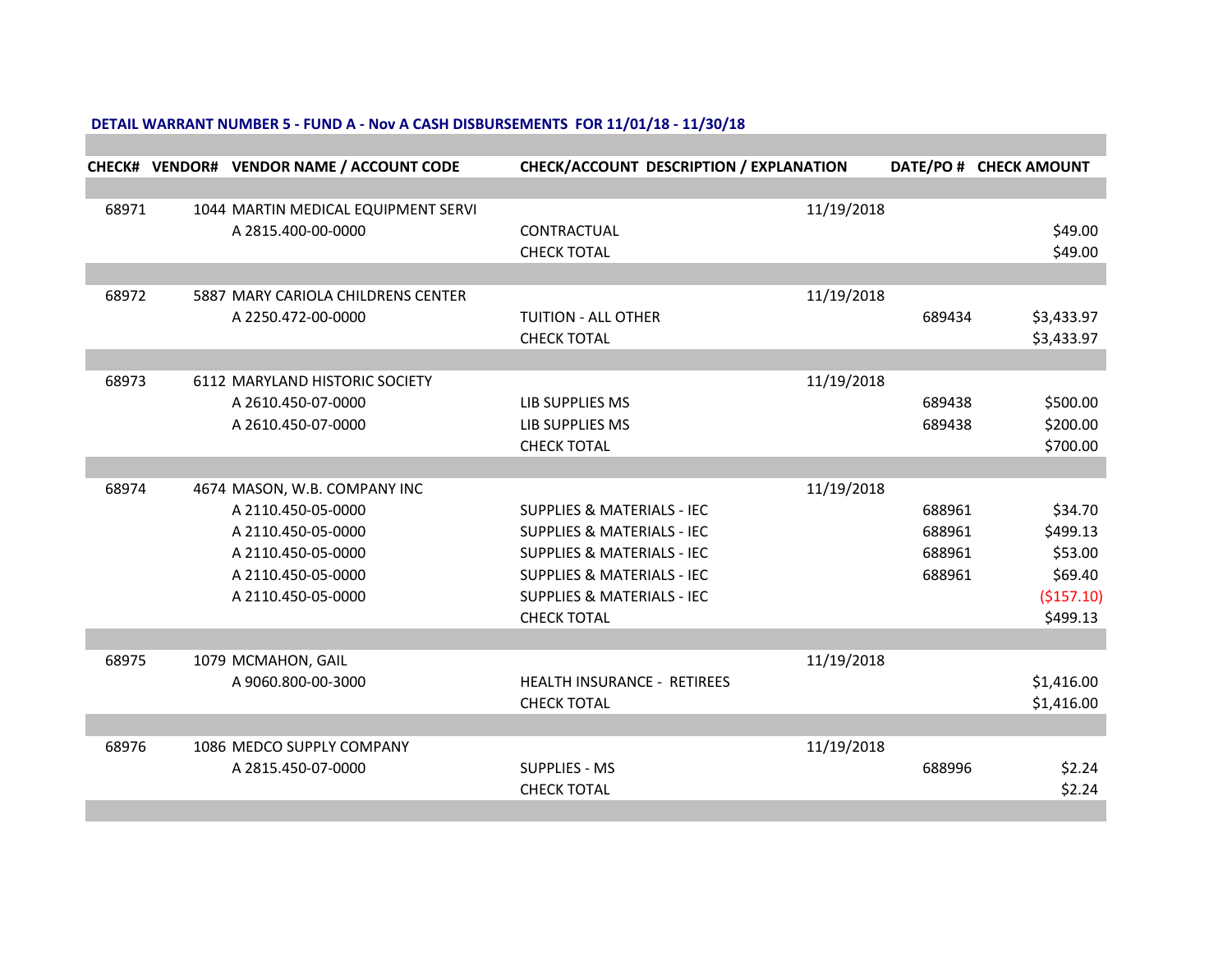**DETAIL WARRANT NUMBER 5 - FUND A - Nov A CASH DISBURSEMENTS FOR 11/01/18 - 11/30/18**

| CHECK# | VENDOR# | VENDOR NAME / ACCOUNT CODE | CHECK/ACCOUNT DESCRIPTION / EXPLANATION | DATE/PO # | CHECK AMOUNT |
|---|---|---|---|---|---|
| 68971 | 1044 | MARTIN MEDICAL EQUIPMENT SERVI | | 11/19/2018 | |
| | | A 2815.400-00-0000 | CONTRACTUAL | | $49.00 |
| | | | CHECK TOTAL | | $49.00 |
| 68972 | 5887 | MARY CARIOLA CHILDRENS CENTER | | 11/19/2018 | |
| | | A 2250.472-00-0000 | TUITION - ALL OTHER | 689434 | $3,433.97 |
| | | | CHECK TOTAL | | $3,433.97 |
| 68973 | 6112 | MARYLAND HISTORIC SOCIETY | | 11/19/2018 | |
| | | A 2610.450-07-0000 | LIB SUPPLIES MS | 689438 | $500.00 |
| | | A 2610.450-07-0000 | LIB SUPPLIES MS | 689438 | $200.00 |
| | | | CHECK TOTAL | | $700.00 |
| 68974 | 4674 | MASON, W.B. COMPANY INC | | 11/19/2018 | |
| | | A 2110.450-05-0000 | SUPPLIES & MATERIALS - IEC | 688961 | $34.70 |
| | | A 2110.450-05-0000 | SUPPLIES & MATERIALS - IEC | 688961 | $499.13 |
| | | A 2110.450-05-0000 | SUPPLIES & MATERIALS - IEC | 688961 | $53.00 |
| | | A 2110.450-05-0000 | SUPPLIES & MATERIALS - IEC | 688961 | $69.40 |
| | | A 2110.450-05-0000 | SUPPLIES & MATERIALS - IEC | | ($157.10) |
| | | | CHECK TOTAL | | $499.13 |
| 68975 | 1079 | MCMAHON, GAIL | | 11/19/2018 | |
| | | A 9060.800-00-3000 | HEALTH INSURANCE - RETIREES | | $1,416.00 |
| | | | CHECK TOTAL | | $1,416.00 |
| 68976 | 1086 | MEDCO SUPPLY COMPANY | | 11/19/2018 | |
| | | A 2815.450-07-0000 | SUPPLIES - MS | 688996 | $2.24 |
| | | | CHECK TOTAL | | $2.24 |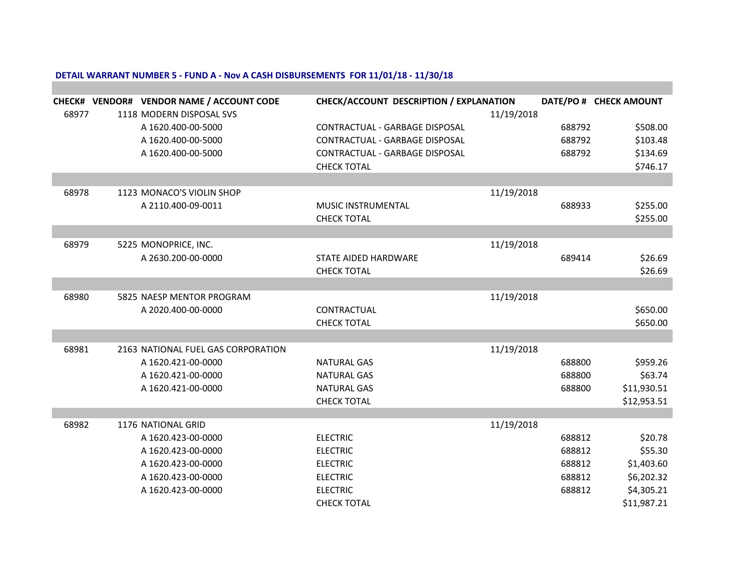**DETAIL WARRANT NUMBER 5 - FUND A - Nov A CASH DISBURSEMENTS FOR 11/01/18 - 11/30/18**

| CHECK# | VENDOR# | VENDOR NAME / ACCOUNT CODE | CHECK/ACCOUNT DESCRIPTION / EXPLANATION | DATE/PO # | CHECK AMOUNT |
|---|---|---|---|---|---|
| 68977 | 1118 | MODERN DISPOSAL SVS | | 11/19/2018 | |
| | | A 1620.400-00-5000 | CONTRACTUAL - GARBAGE DISPOSAL | 688792 | $508.00 |
| | | A 1620.400-00-5000 | CONTRACTUAL - GARBAGE DISPOSAL | 688792 | $103.48 |
| | | A 1620.400-00-5000 | CONTRACTUAL - GARBAGE DISPOSAL | 688792 | $134.69 |
| | | | CHECK TOTAL | | $746.17 |
| 68978 | 1123 | MONACO'S VIOLIN SHOP | | 11/19/2018 | |
| | | A 2110.400-09-0011 | MUSIC INSTRUMENTAL | 688933 | $255.00 |
| | | | CHECK TOTAL | | $255.00 |
| 68979 | 5225 | MONOPRICE, INC. | | 11/19/2018 | |
| | | A 2630.200-00-0000 | STATE AIDED HARDWARE | 689414 | $26.69 |
| | | | CHECK TOTAL | | $26.69 |
| 68980 | 5825 | NAESP MENTOR PROGRAM | | 11/19/2018 | |
| | | A 2020.400-00-0000 | CONTRACTUAL | | $650.00 |
| | | | CHECK TOTAL | | $650.00 |
| 68981 | 2163 | NATIONAL FUEL GAS CORPORATION | | 11/19/2018 | |
| | | A 1620.421-00-0000 | NATURAL GAS | 688800 | $959.26 |
| | | A 1620.421-00-0000 | NATURAL GAS | 688800 | $63.74 |
| | | A 1620.421-00-0000 | NATURAL GAS | 688800 | $11,930.51 |
| | | | CHECK TOTAL | | $12,953.51 |
| 68982 | 1176 | NATIONAL GRID | | 11/19/2018 | |
| | | A 1620.423-00-0000 | ELECTRIC | 688812 | $20.78 |
| | | A 1620.423-00-0000 | ELECTRIC | 688812 | $55.30 |
| | | A 1620.423-00-0000 | ELECTRIC | 688812 | $1,403.60 |
| | | A 1620.423-00-0000 | ELECTRIC | 688812 | $6,202.32 |
| | | A 1620.423-00-0000 | ELECTRIC | 688812 | $4,305.21 |
| | | | CHECK TOTAL | | $11,987.21 |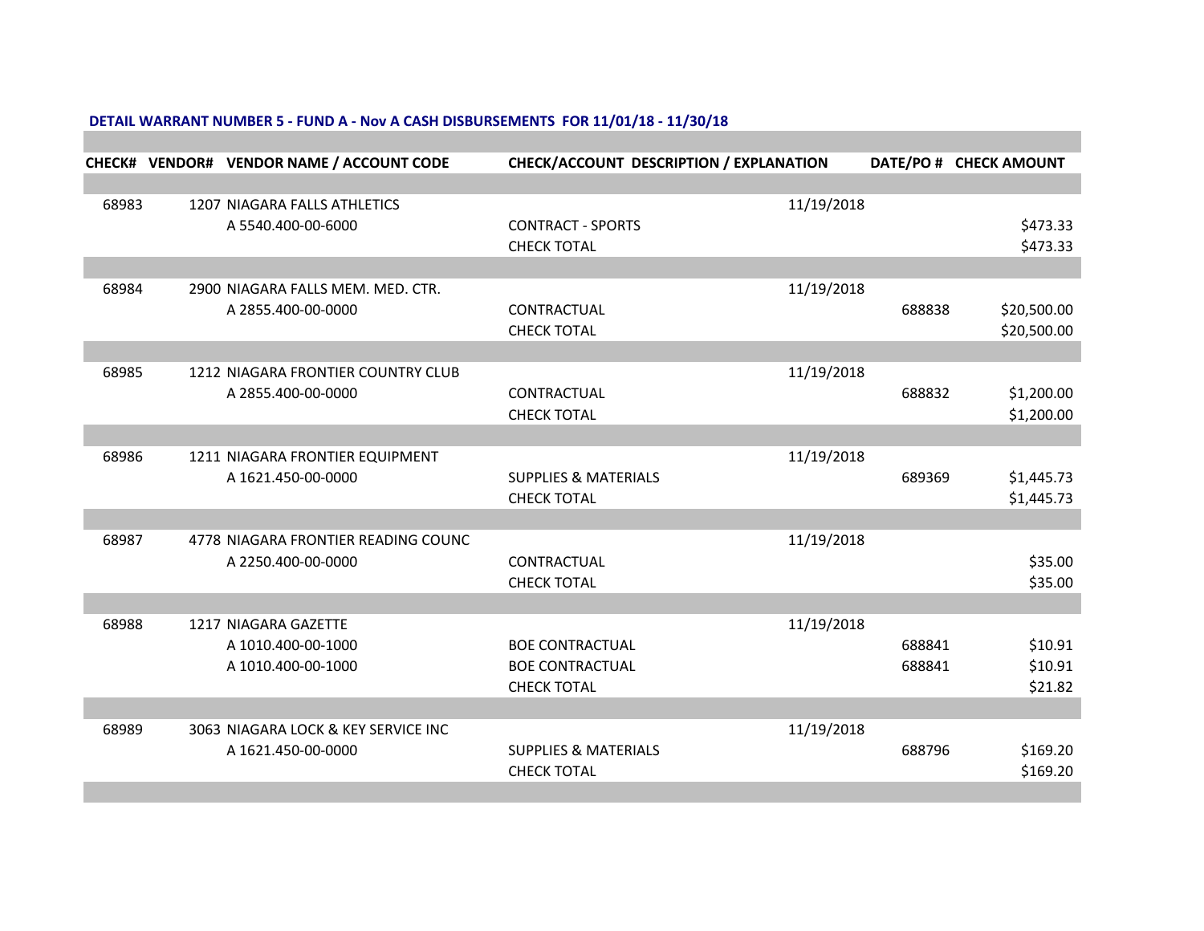**DETAIL WARRANT NUMBER 5 - FUND A - Nov A CASH DISBURSEMENTS FOR 11/01/18 - 11/30/18**

| CHECK# | VENDOR# | VENDOR NAME / ACCOUNT CODE | CHECK/ACCOUNT DESCRIPTION / EXPLANATION | DATE/PO # | CHECK AMOUNT |
|---|---|---|---|---|---|
| 68983 | 1207 | NIAGARA FALLS ATHLETICS | | 11/19/2018 | |
| | | A 5540.400-00-6000 | CONTRACT - SPORTS | | $473.33 |
| | | | CHECK TOTAL | | $473.33 |
| 68984 | 2900 | NIAGARA FALLS MEM. MED. CTR. | | 11/19/2018 | |
| | | A 2855.400-00-0000 | CONTRACTUAL | 688838 | $20,500.00 |
| | | | CHECK TOTAL | | $20,500.00 |
| 68985 | 1212 | NIAGARA FRONTIER COUNTRY CLUB | | 11/19/2018 | |
| | | A 2855.400-00-0000 | CONTRACTUAL | 688832 | $1,200.00 |
| | | | CHECK TOTAL | | $1,200.00 |
| 68986 | 1211 | NIAGARA FRONTIER EQUIPMENT | | 11/19/2018 | |
| | | A 1621.450-00-0000 | SUPPLIES & MATERIALS | 689369 | $1,445.73 |
| | | | CHECK TOTAL | | $1,445.73 |
| 68987 | 4778 | NIAGARA FRONTIER READING COUNC | | 11/19/2018 | |
| | | A 2250.400-00-0000 | CONTRACTUAL | | $35.00 |
| | | | CHECK TOTAL | | $35.00 |
| 68988 | 1217 | NIAGARA GAZETTE | | 11/19/2018 | |
| | | A 1010.400-00-1000 | BOE CONTRACTUAL | 688841 | $10.91 |
| | | A 1010.400-00-1000 | BOE CONTRACTUAL | 688841 | $10.91 |
| | | | CHECK TOTAL | | $21.82 |
| 68989 | 3063 | NIAGARA LOCK & KEY SERVICE INC | | 11/19/2018 | |
| | | A 1621.450-00-0000 | SUPPLIES & MATERIALS | 688796 | $169.20 |
| | | | CHECK TOTAL | | $169.20 |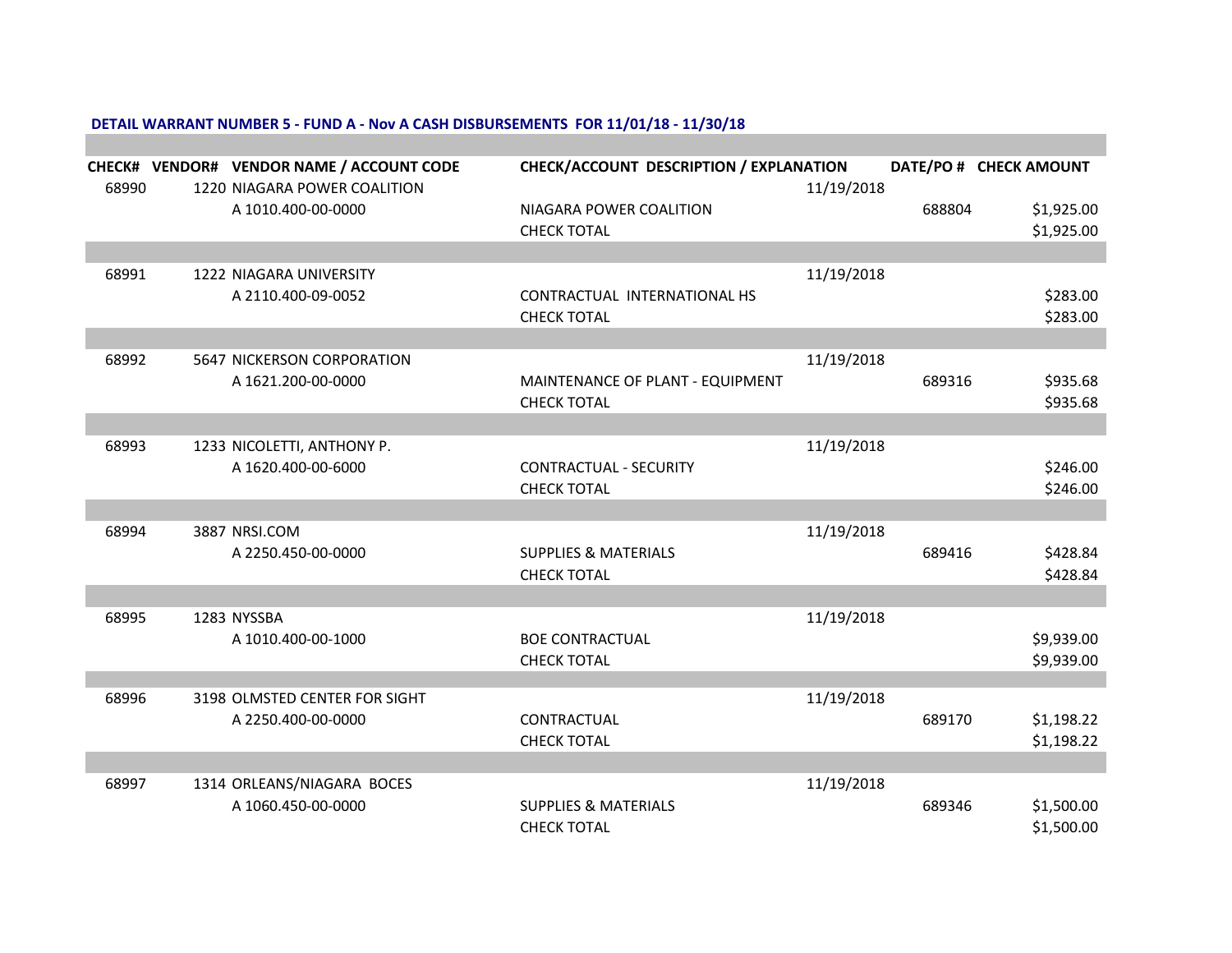**DETAIL WARRANT NUMBER 5 - FUND A - Nov A CASH DISBURSEMENTS FOR 11/01/18 - 11/30/18**

| CHECK# | VENDOR# | VENDOR NAME / ACCOUNT CODE | CHECK/ACCOUNT DESCRIPTION / EXPLANATION | | DATE/PO # | CHECK AMOUNT |
|---|---|---|---|---|---|---|
| 68990 | 1220 | NIAGARA POWER COALITION | | 11/19/2018 | | |
| | | A 1010.400-00-0000 | NIAGARA POWER COALITION | | 688804 | $1,925.00 |
| | | | CHECK TOTAL | | | $1,925.00 |
| 68991 | 1222 | NIAGARA UNIVERSITY | | 11/19/2018 | | |
| | | A 2110.400-09-0052 | CONTRACTUAL INTERNATIONAL HS | | | $283.00 |
| | | | CHECK TOTAL | | | $283.00 |
| 68992 | 5647 | NICKERSON CORPORATION | | 11/19/2018 | | |
| | | A 1621.200-00-0000 | MAINTENANCE OF PLANT - EQUIPMENT | | 689316 | $935.68 |
| | | | CHECK TOTAL | | | $935.68 |
| 68993 | 1233 | NICOLETTI, ANTHONY P. | | 11/19/2018 | | |
| | | A 1620.400-00-6000 | CONTRACTUAL - SECURITY | | | $246.00 |
| | | | CHECK TOTAL | | | $246.00 |
| 68994 | 3887 | NRSI.COM | | 11/19/2018 | | |
| | | A 2250.450-00-0000 | SUPPLIES & MATERIALS | | 689416 | $428.84 |
| | | | CHECK TOTAL | | | $428.84 |
| 68995 | 1283 | NYSSBA | | 11/19/2018 | | |
| | | A 1010.400-00-1000 | BOE CONTRACTUAL | | | $9,939.00 |
| | | | CHECK TOTAL | | | $9,939.00 |
| 68996 | 3198 | OLMSTED CENTER FOR SIGHT | | 11/19/2018 | | |
| | | A 2250.400-00-0000 | CONTRACTUAL | | 689170 | $1,198.22 |
| | | | CHECK TOTAL | | | $1,198.22 |
| 68997 | 1314 | ORLEANS/NIAGARA BOCES | | 11/19/2018 | | |
| | | A 1060.450-00-0000 | SUPPLIES & MATERIALS | | 689346 | $1,500.00 |
| | | | CHECK TOTAL | | | $1,500.00 |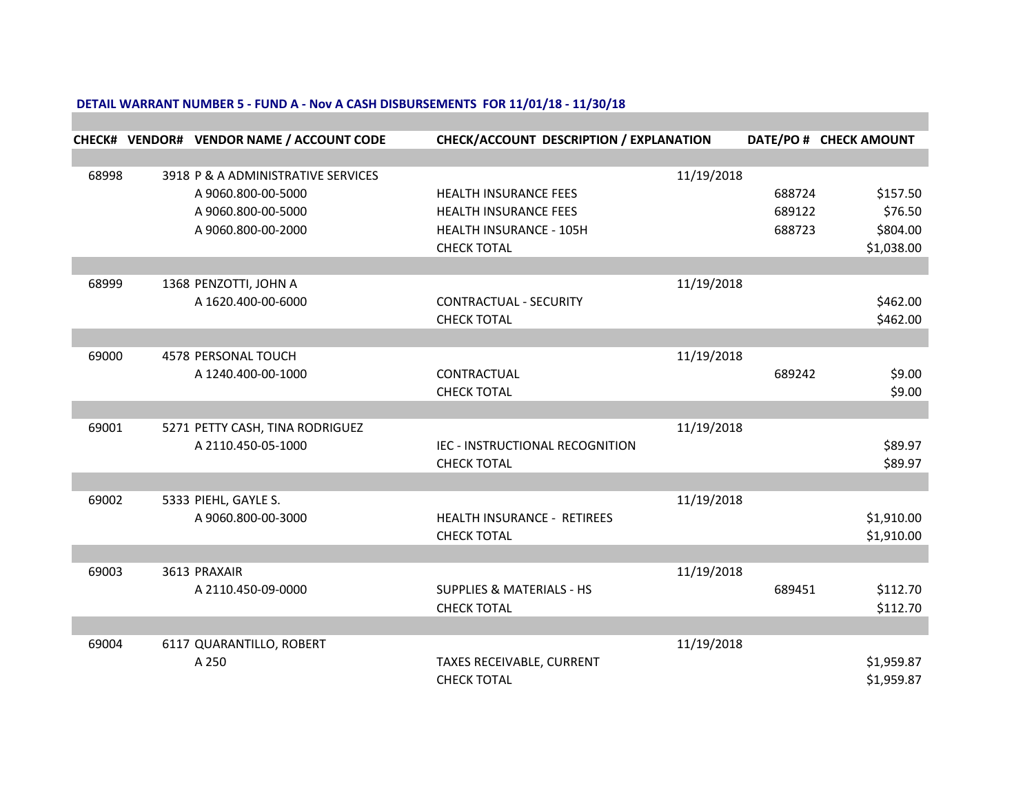**DETAIL WARRANT NUMBER 5 - FUND A - Nov A CASH DISBURSEMENTS FOR 11/01/18 - 11/30/18**

| CHECK# | VENDOR# | VENDOR NAME / ACCOUNT CODE | CHECK/ACCOUNT DESCRIPTION / EXPLANATION | DATE/PO # | CHECK AMOUNT |
|---|---|---|---|---|---|
| 68998 | 3918 | P & A ADMINISTRATIVE SERVICES | | 11/19/2018 | |
| | | A 9060.800-00-5000 | HEALTH INSURANCE FEES | 688724 | $157.50 |
| | | A 9060.800-00-5000 | HEALTH INSURANCE FEES | 689122 | $76.50 |
| | | A 9060.800-00-2000 | HEALTH INSURANCE - 105H | 688723 | $804.00 |
| | | | CHECK TOTAL | | $1,038.00 |
| 68999 | 1368 | PENZOTTI, JOHN A | | 11/19/2018 | |
| | | A 1620.400-00-6000 | CONTRACTUAL - SECURITY | | $462.00 |
| | | | CHECK TOTAL | | $462.00 |
| 69000 | 4578 | PERSONAL TOUCH | | 11/19/2018 | |
| | | A 1240.400-00-1000 | CONTRACTUAL | 689242 | $9.00 |
| | | | CHECK TOTAL | | $9.00 |
| 69001 | 5271 | PETTY CASH, TINA RODRIGUEZ | | 11/19/2018 | |
| | | A 2110.450-05-1000 | IEC - INSTRUCTIONAL RECOGNITION | | $89.97 |
| | | | CHECK TOTAL | | $89.97 |
| 69002 | 5333 | PIEHL, GAYLE S. | | 11/19/2018 | |
| | | A 9060.800-00-3000 | HEALTH INSURANCE - RETIREES | | $1,910.00 |
| | | | CHECK TOTAL | | $1,910.00 |
| 69003 | 3613 | PRAXAIR | | 11/19/2018 | |
| | | A 2110.450-09-0000 | SUPPLIES & MATERIALS - HS | 689451 | $112.70 |
| | | | CHECK TOTAL | | $112.70 |
| 69004 | 6117 | QUARANTILLO, ROBERT | | 11/19/2018 | |
| | | A 250 | TAXES RECEIVABLE, CURRENT | | $1,959.87 |
| | | | CHECK TOTAL | | $1,959.87 |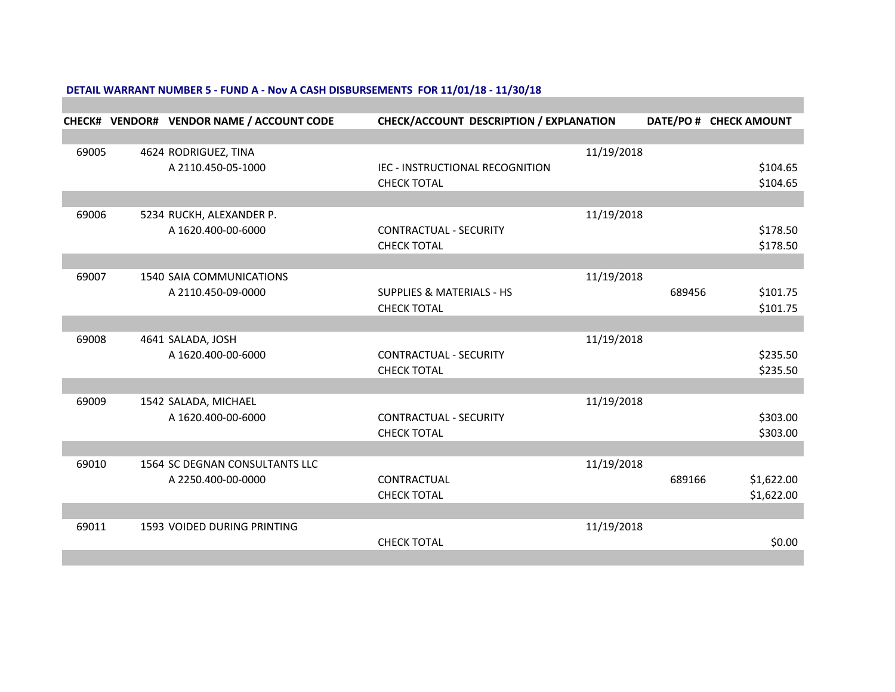**DETAIL WARRANT NUMBER 5 - FUND A - Nov A CASH DISBURSEMENTS FOR 11/01/18 - 11/30/18**

| CHECK# | VENDOR# | VENDOR NAME / ACCOUNT CODE | CHECK/ACCOUNT DESCRIPTION / EXPLANATION | DATE/PO # | CHECK AMOUNT |
|---|---|---|---|---|---|
| 69005 | 4624 | RODRIGUEZ, TINA | | 11/19/2018 | |
| | | A 2110.450-05-1000 | IEC - INSTRUCTIONAL RECOGNITION | | $104.65 |
| | | | CHECK TOTAL | | $104.65 |
| 69006 | 5234 | RUCKH, ALEXANDER P. | | 11/19/2018 | |
| | | A 1620.400-00-6000 | CONTRACTUAL - SECURITY | | $178.50 |
| | | | CHECK TOTAL | | $178.50 |
| 69007 | 1540 | SAIA COMMUNICATIONS | | 11/19/2018 | |
| | | A 2110.450-09-0000 | SUPPLIES & MATERIALS - HS | 689456 | $101.75 |
| | | | CHECK TOTAL | | $101.75 |
| 69008 | 4641 | SALADA, JOSH | | 11/19/2018 | |
| | | A 1620.400-00-6000 | CONTRACTUAL - SECURITY | | $235.50 |
| | | | CHECK TOTAL | | $235.50 |
| 69009 | 1542 | SALADA, MICHAEL | | 11/19/2018 | |
| | | A 1620.400-00-6000 | CONTRACTUAL - SECURITY | | $303.00 |
| | | | CHECK TOTAL | | $303.00 |
| 69010 | 1564 | SC DEGNAN CONSULTANTS LLC | | 11/19/2018 | |
| | | A 2250.400-00-0000 | CONTRACTUAL | 689166 | $1,622.00 |
| | | | CHECK TOTAL | | $1,622.00 |
| 69011 | 1593 | VOIDED DURING PRINTING | | 11/19/2018 | |
| | | | CHECK TOTAL | | $0.00 |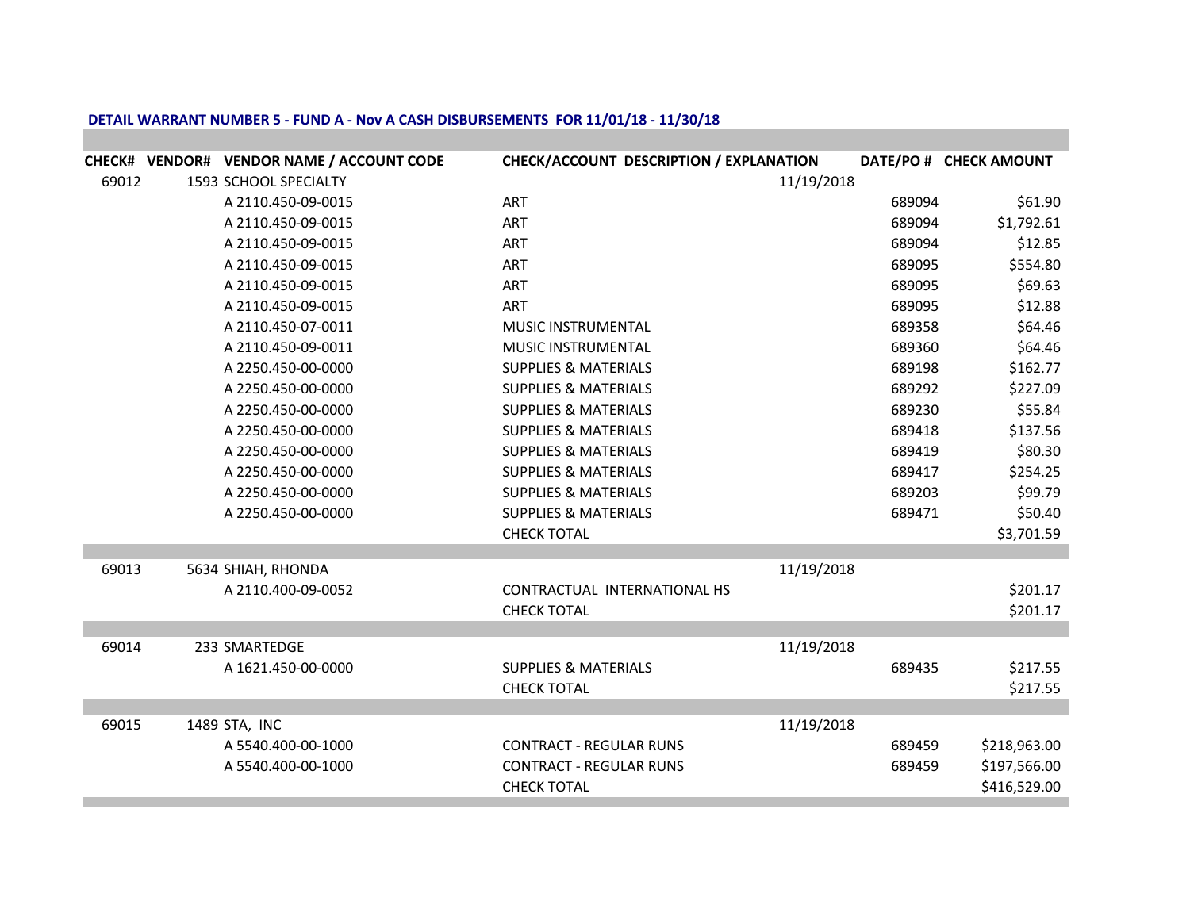**DETAIL WARRANT NUMBER 5 - FUND A - Nov A CASH DISBURSEMENTS FOR 11/01/18 - 11/30/18**

| CHECK# | VENDOR# | VENDOR NAME / ACCOUNT CODE | CHECK/ACCOUNT DESCRIPTION / EXPLANATION | DATE/PO # | CHECK AMOUNT |
|---|---|---|---|---|---|
| 69012 | 1593 | SCHOOL SPECIALTY | | 11/19/2018 | |
| | | A 2110.450-09-0015 | ART | 689094 | $61.90 |
| | | A 2110.450-09-0015 | ART | 689094 | $1,792.61 |
| | | A 2110.450-09-0015 | ART | 689094 | $12.85 |
| | | A 2110.450-09-0015 | ART | 689095 | $554.80 |
| | | A 2110.450-09-0015 | ART | 689095 | $69.63 |
| | | A 2110.450-09-0015 | ART | 689095 | $12.88 |
| | | A 2110.450-07-0011 | MUSIC INSTRUMENTAL | 689358 | $64.46 |
| | | A 2110.450-09-0011 | MUSIC INSTRUMENTAL | 689360 | $64.46 |
| | | A 2250.450-00-0000 | SUPPLIES & MATERIALS | 689198 | $162.77 |
| | | A 2250.450-00-0000 | SUPPLIES & MATERIALS | 689292 | $227.09 |
| | | A 2250.450-00-0000 | SUPPLIES & MATERIALS | 689230 | $55.84 |
| | | A 2250.450-00-0000 | SUPPLIES & MATERIALS | 689418 | $137.56 |
| | | A 2250.450-00-0000 | SUPPLIES & MATERIALS | 689419 | $80.30 |
| | | A 2250.450-00-0000 | SUPPLIES & MATERIALS | 689417 | $254.25 |
| | | A 2250.450-00-0000 | SUPPLIES & MATERIALS | 689203 | $99.79 |
| | | A 2250.450-00-0000 | SUPPLIES & MATERIALS | 689471 | $50.40 |
| | | | CHECK TOTAL | | $3,701.59 |
| 69013 | 5634 | SHIAH, RHONDA | | 11/19/2018 | |
| | | A 2110.400-09-0052 | CONTRACTUAL INTERNATIONAL HS | | $201.17 |
| | | | CHECK TOTAL | | $201.17 |
| 69014 | 233 | SMARTEDGE | | 11/19/2018 | |
| | | A 1621.450-00-0000 | SUPPLIES & MATERIALS | 689435 | $217.55 |
| | | | CHECK TOTAL | | $217.55 |
| 69015 | 1489 | STA, INC | | 11/19/2018 | |
| | | A 5540.400-00-1000 | CONTRACT - REGULAR RUNS | 689459 | $218,963.00 |
| | | A 5540.400-00-1000 | CONTRACT - REGULAR RUNS | 689459 | $197,566.00 |
| | | | CHECK TOTAL | | $416,529.00 |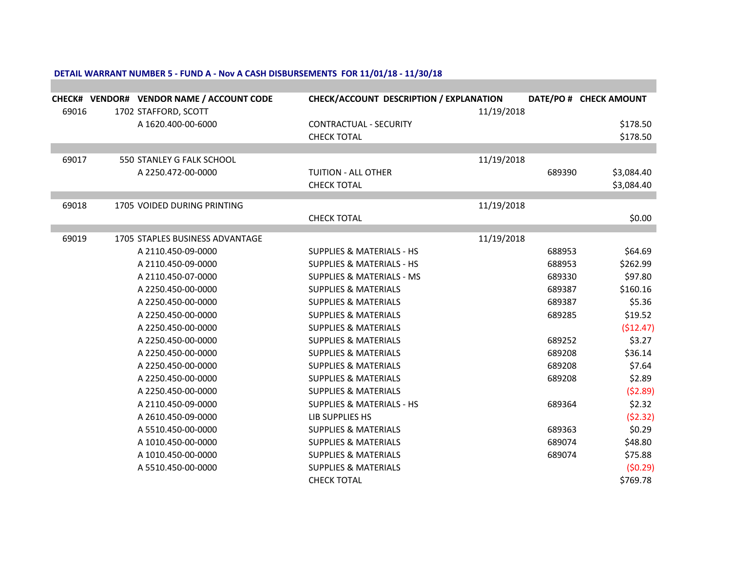**DETAIL WARRANT NUMBER 5 - FUND A - Nov A CASH DISBURSEMENTS FOR 11/01/18 - 11/30/18**

| CHECK# | VENDOR# | VENDOR NAME / ACCOUNT CODE | CHECK/ACCOUNT DESCRIPTION / EXPLANATION | DATE/PO # | CHECK AMOUNT |
|---|---|---|---|---|---|
| 69016 | 1702 | STAFFORD, SCOTT | | 11/19/2018 | |
| | | A 1620.400-00-6000 | CONTRACTUAL - SECURITY | | $178.50 |
| | | | CHECK TOTAL | | $178.50 |
| 69017 | 550 | STANLEY G FALK SCHOOL | | 11/19/2018 | |
| | | A 2250.472-00-0000 | TUITION - ALL OTHER | 689390 | $3,084.40 |
| | | | CHECK TOTAL | | $3,084.40 |
| 69018 | 1705 | VOIDED DURING PRINTING | | 11/19/2018 | |
| | | | CHECK TOTAL | | $0.00 |
| 69019 | 1705 | STAPLES BUSINESS ADVANTAGE | | 11/19/2018 | |
| | | A 2110.450-09-0000 | SUPPLIES & MATERIALS - HS | 688953 | $64.69 |
| | | A 2110.450-09-0000 | SUPPLIES & MATERIALS - HS | 688953 | $262.99 |
| | | A 2110.450-07-0000 | SUPPLIES & MATERIALS - MS | 689330 | $97.80 |
| | | A 2250.450-00-0000 | SUPPLIES & MATERIALS | 689387 | $160.16 |
| | | A 2250.450-00-0000 | SUPPLIES & MATERIALS | 689387 | $5.36 |
| | | A 2250.450-00-0000 | SUPPLIES & MATERIALS | 689285 | $19.52 |
| | | A 2250.450-00-0000 | SUPPLIES & MATERIALS | | ($12.47) |
| | | A 2250.450-00-0000 | SUPPLIES & MATERIALS | 689252 | $3.27 |
| | | A 2250.450-00-0000 | SUPPLIES & MATERIALS | 689208 | $36.14 |
| | | A 2250.450-00-0000 | SUPPLIES & MATERIALS | 689208 | $7.64 |
| | | A 2250.450-00-0000 | SUPPLIES & MATERIALS | 689208 | $2.89 |
| | | A 2250.450-00-0000 | SUPPLIES & MATERIALS | | ($2.89) |
| | | A 2110.450-09-0000 | SUPPLIES & MATERIALS - HS | 689364 | $2.32 |
| | | A 2610.450-09-0000 | LIB SUPPLIES HS | | ($2.32) |
| | | A 5510.450-00-0000 | SUPPLIES & MATERIALS | 689363 | $0.29 |
| | | A 1010.450-00-0000 | SUPPLIES & MATERIALS | 689074 | $48.80 |
| | | A 1010.450-00-0000 | SUPPLIES & MATERIALS | 689074 | $75.88 |
| | | A 5510.450-00-0000 | SUPPLIES & MATERIALS | | ($0.29) |
| | | | CHECK TOTAL | | $769.78 |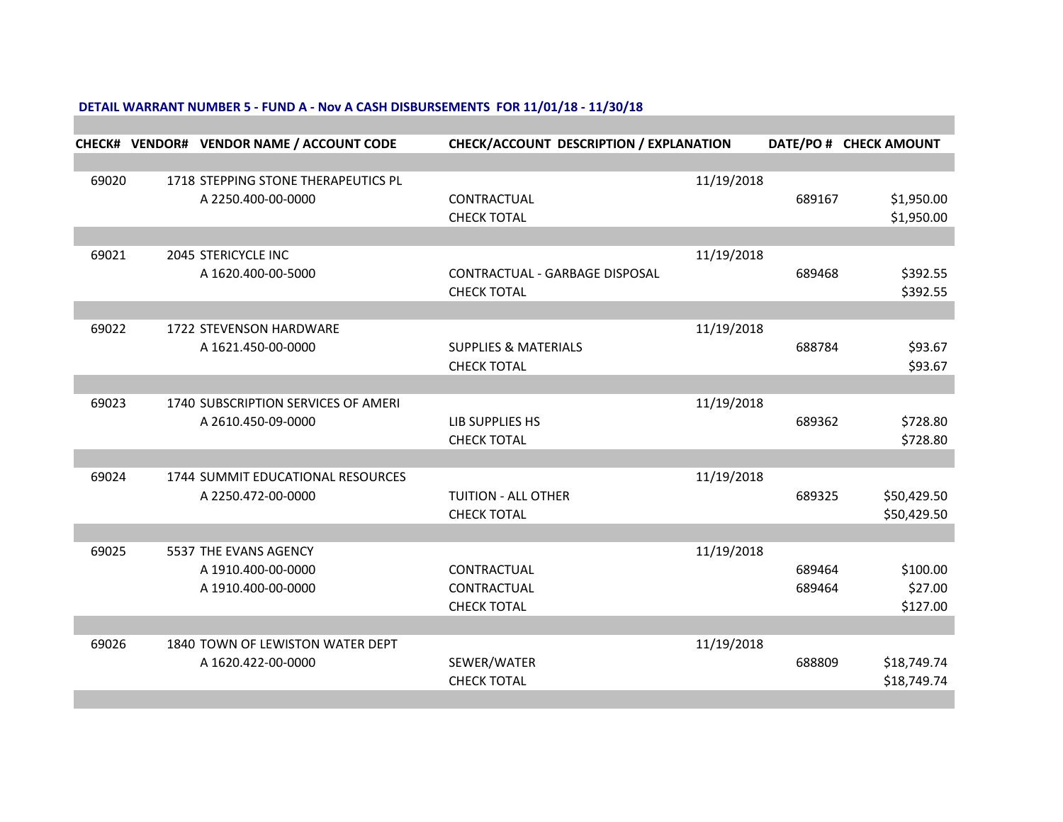**DETAIL WARRANT NUMBER 5 - FUND A - Nov A CASH DISBURSEMENTS FOR 11/01/18 - 11/30/18**

| CHECK# | VENDOR# | VENDOR NAME / ACCOUNT CODE | CHECK/ACCOUNT DESCRIPTION / EXPLANATION | DATE/PO # | CHECK AMOUNT |
|---|---|---|---|---|---|
| 69020 | 1718 | STEPPING STONE THERAPEUTICS PL | | 11/19/2018 | |
| | | A 2250.400-00-0000 | CONTRACTUAL | 689167 | $1,950.00 |
| | | | CHECK TOTAL | | $1,950.00 |
| 69021 | 2045 | STERICYCLE INC | | 11/19/2018 | |
| | | A 1620.400-00-5000 | CONTRACTUAL - GARBAGE DISPOSAL | 689468 | $392.55 |
| | | | CHECK TOTAL | | $392.55 |
| 69022 | 1722 | STEVENSON HARDWARE | | 11/19/2018 | |
| | | A 1621.450-00-0000 | SUPPLIES & MATERIALS | 688784 | $93.67 |
| | | | CHECK TOTAL | | $93.67 |
| 69023 | 1740 | SUBSCRIPTION SERVICES OF AMERI | | 11/19/2018 | |
| | | A 2610.450-09-0000 | LIB SUPPLIES HS | 689362 | $728.80 |
| | | | CHECK TOTAL | | $728.80 |
| 69024 | 1744 | SUMMIT EDUCATIONAL RESOURCES | | 11/19/2018 | |
| | | A 2250.472-00-0000 | TUITION - ALL OTHER | 689325 | $50,429.50 |
| | | | CHECK TOTAL | | $50,429.50 |
| 69025 | 5537 | THE EVANS AGENCY | | 11/19/2018 | |
| | | A 1910.400-00-0000 | CONTRACTUAL | 689464 | $100.00 |
| | | A 1910.400-00-0000 | CONTRACTUAL | 689464 | $27.00 |
| | | | CHECK TOTAL | | $127.00 |
| 69026 | 1840 | TOWN OF LEWISTON WATER DEPT | | 11/19/2018 | |
| | | A 1620.422-00-0000 | SEWER/WATER | 688809 | $18,749.74 |
| | | | CHECK TOTAL | | $18,749.74 |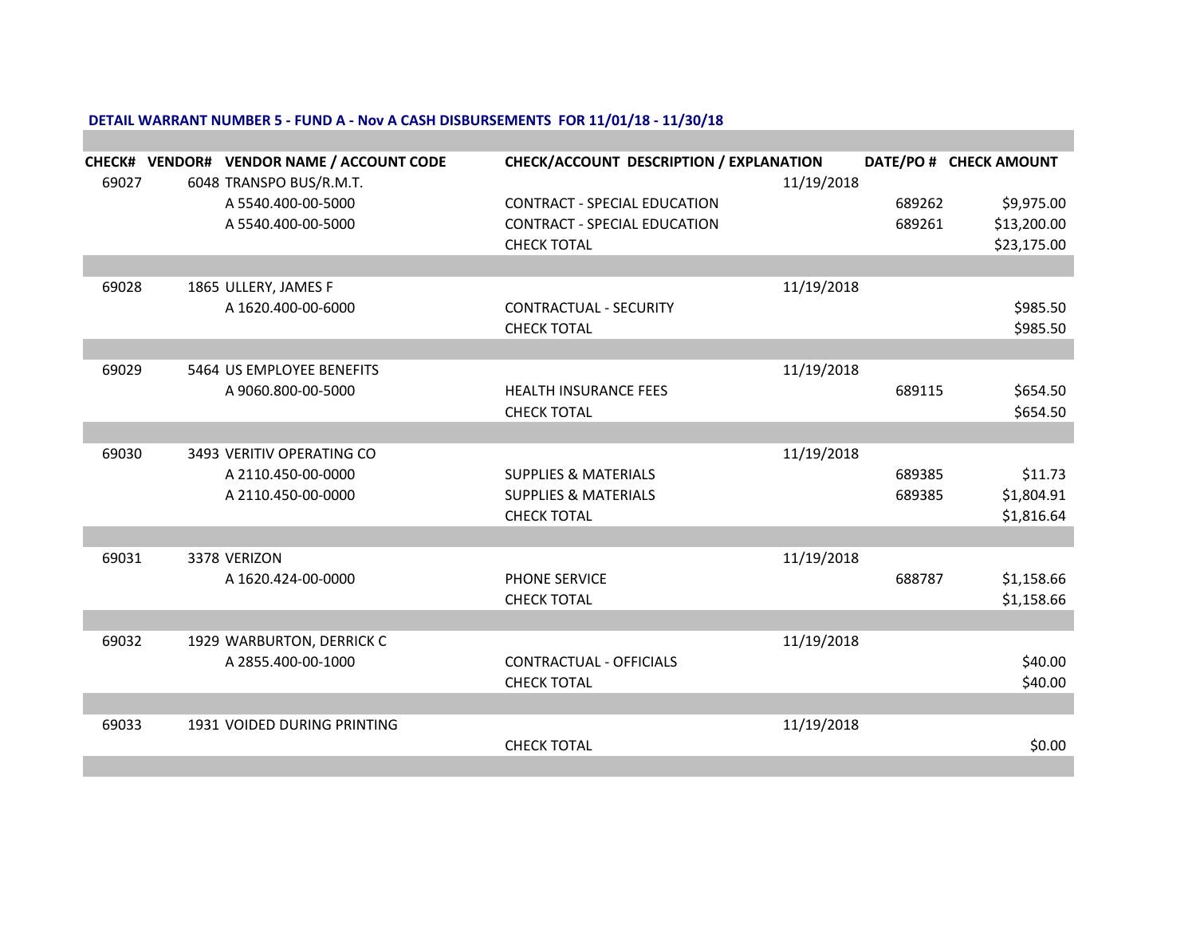**DETAIL WARRANT NUMBER 5 - FUND A - Nov A CASH DISBURSEMENTS FOR 11/01/18 - 11/30/18**

| CHECK# | VENDOR# | VENDOR NAME / ACCOUNT CODE | CHECK/ACCOUNT DESCRIPTION / EXPLANATION | | DATE/PO # | CHECK AMOUNT |
|---|---|---|---|---|---|---|
| 69027 | 6048 | TRANSPO BUS/R.M.T. | | 11/19/2018 | | |
| | | A 5540.400-00-5000 | CONTRACT - SPECIAL EDUCATION | | 689262 | $9,975.00 |
| | | A 5540.400-00-5000 | CONTRACT - SPECIAL EDUCATION | | 689261 | $13,200.00 |
| | | | CHECK TOTAL | | | $23,175.00 |
| 69028 | 1865 | ULLERY, JAMES F | | 11/19/2018 | | |
| | | A 1620.400-00-6000 | CONTRACTUAL - SECURITY | | | $985.50 |
| | | | CHECK TOTAL | | | $985.50 |
| 69029 | 5464 | US EMPLOYEE BENEFITS | | 11/19/2018 | | |
| | | A 9060.800-00-5000 | HEALTH INSURANCE FEES | | 689115 | $654.50 |
| | | | CHECK TOTAL | | | $654.50 |
| 69030 | 3493 | VERITIV OPERATING CO | | 11/19/2018 | | |
| | | A 2110.450-00-0000 | SUPPLIES & MATERIALS | | 689385 | $11.73 |
| | | A 2110.450-00-0000 | SUPPLIES & MATERIALS | | 689385 | $1,804.91 |
| | | | CHECK TOTAL | | | $1,816.64 |
| 69031 | 3378 | VERIZON | | 11/19/2018 | | |
| | | A 1620.424-00-0000 | PHONE SERVICE | | 688787 | $1,158.66 |
| | | | CHECK TOTAL | | | $1,158.66 |
| 69032 | 1929 | WARBURTON, DERRICK C | | 11/19/2018 | | |
| | | A 2855.400-00-1000 | CONTRACTUAL - OFFICIALS | | | $40.00 |
| | | | CHECK TOTAL | | | $40.00 |
| 69033 | 1931 | VOIDED DURING PRINTING | | 11/19/2018 | | |
| | | | CHECK TOTAL | | | $0.00 |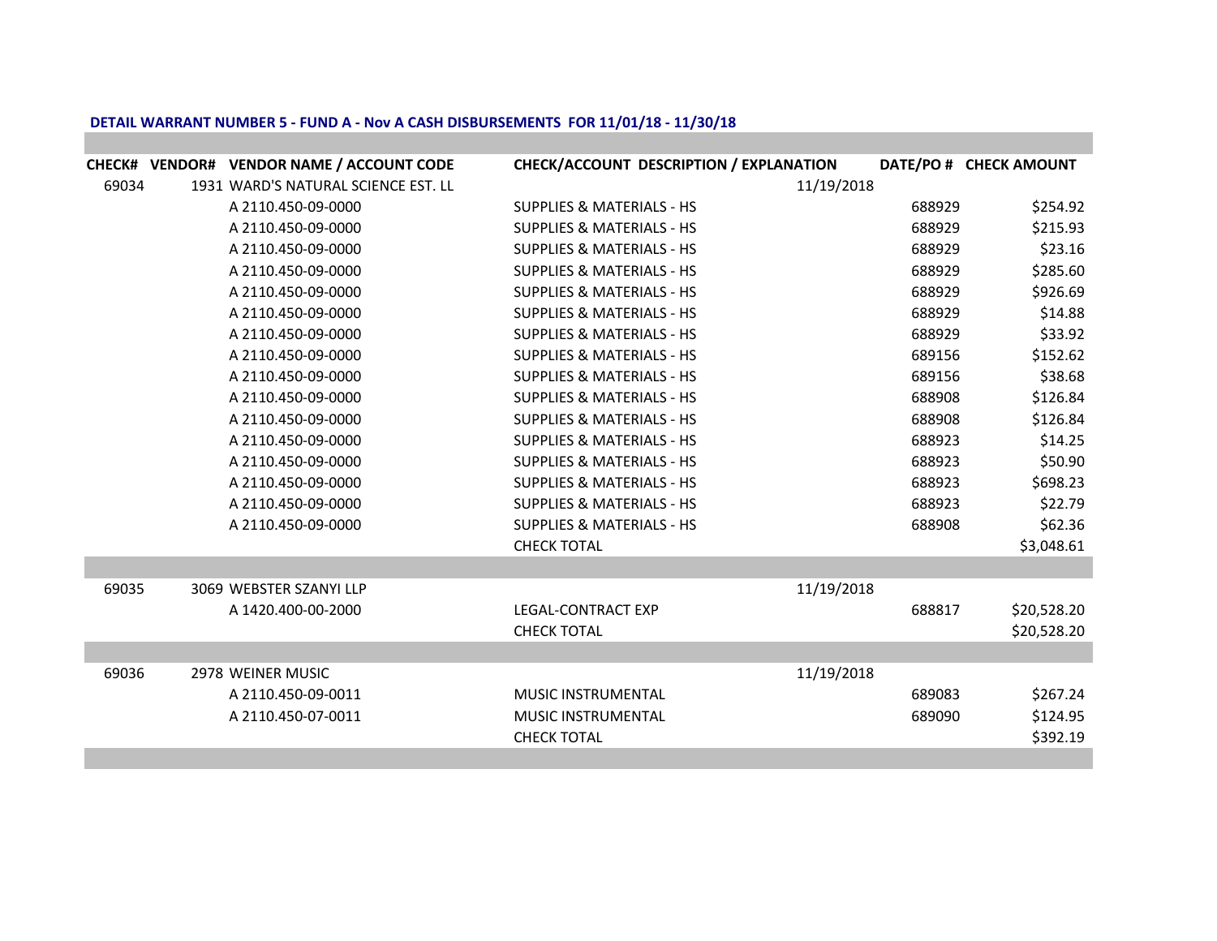**DETAIL WARRANT NUMBER 5 - FUND A - Nov A CASH DISBURSEMENTS FOR 11/01/18 - 11/30/18**

| CHECK# | VENDOR# | VENDOR NAME / ACCOUNT CODE | CHECK/ACCOUNT DESCRIPTION / EXPLANATION | DATE/PO # | CHECK AMOUNT |
|---|---|---|---|---|---|
| 69034 | 1931 | WARD'S NATURAL SCIENCE EST. LL | | 11/19/2018 | |
| | | A 2110.450-09-0000 | SUPPLIES & MATERIALS - HS | 688929 | $254.92 |
| | | A 2110.450-09-0000 | SUPPLIES & MATERIALS - HS | 688929 | $215.93 |
| | | A 2110.450-09-0000 | SUPPLIES & MATERIALS - HS | 688929 | $23.16 |
| | | A 2110.450-09-0000 | SUPPLIES & MATERIALS - HS | 688929 | $285.60 |
| | | A 2110.450-09-0000 | SUPPLIES & MATERIALS - HS | 688929 | $926.69 |
| | | A 2110.450-09-0000 | SUPPLIES & MATERIALS - HS | 688929 | $14.88 |
| | | A 2110.450-09-0000 | SUPPLIES & MATERIALS - HS | 688929 | $33.92 |
| | | A 2110.450-09-0000 | SUPPLIES & MATERIALS - HS | 689156 | $152.62 |
| | | A 2110.450-09-0000 | SUPPLIES & MATERIALS - HS | 689156 | $38.68 |
| | | A 2110.450-09-0000 | SUPPLIES & MATERIALS - HS | 688908 | $126.84 |
| | | A 2110.450-09-0000 | SUPPLIES & MATERIALS - HS | 688908 | $126.84 |
| | | A 2110.450-09-0000 | SUPPLIES & MATERIALS - HS | 688923 | $14.25 |
| | | A 2110.450-09-0000 | SUPPLIES & MATERIALS - HS | 688923 | $50.90 |
| | | A 2110.450-09-0000 | SUPPLIES & MATERIALS - HS | 688923 | $698.23 |
| | | A 2110.450-09-0000 | SUPPLIES & MATERIALS - HS | 688923 | $22.79 |
| | | A 2110.450-09-0000 | SUPPLIES & MATERIALS - HS | 688908 | $62.36 |
| | | | CHECK TOTAL | | $3,048.61 |
| 69035 | 3069 | WEBSTER SZANYI LLP | | 11/19/2018 | |
| | | A 1420.400-00-2000 | LEGAL-CONTRACT EXP | 688817 | $20,528.20 |
| | | | CHECK TOTAL | | $20,528.20 |
| 69036 | 2978 | WEINER MUSIC | | 11/19/2018 | |
| | | A 2110.450-09-0011 | MUSIC INSTRUMENTAL | 689083 | $267.24 |
| | | A 2110.450-07-0011 | MUSIC INSTRUMENTAL | 689090 | $124.95 |
| | | | CHECK TOTAL | | $392.19 |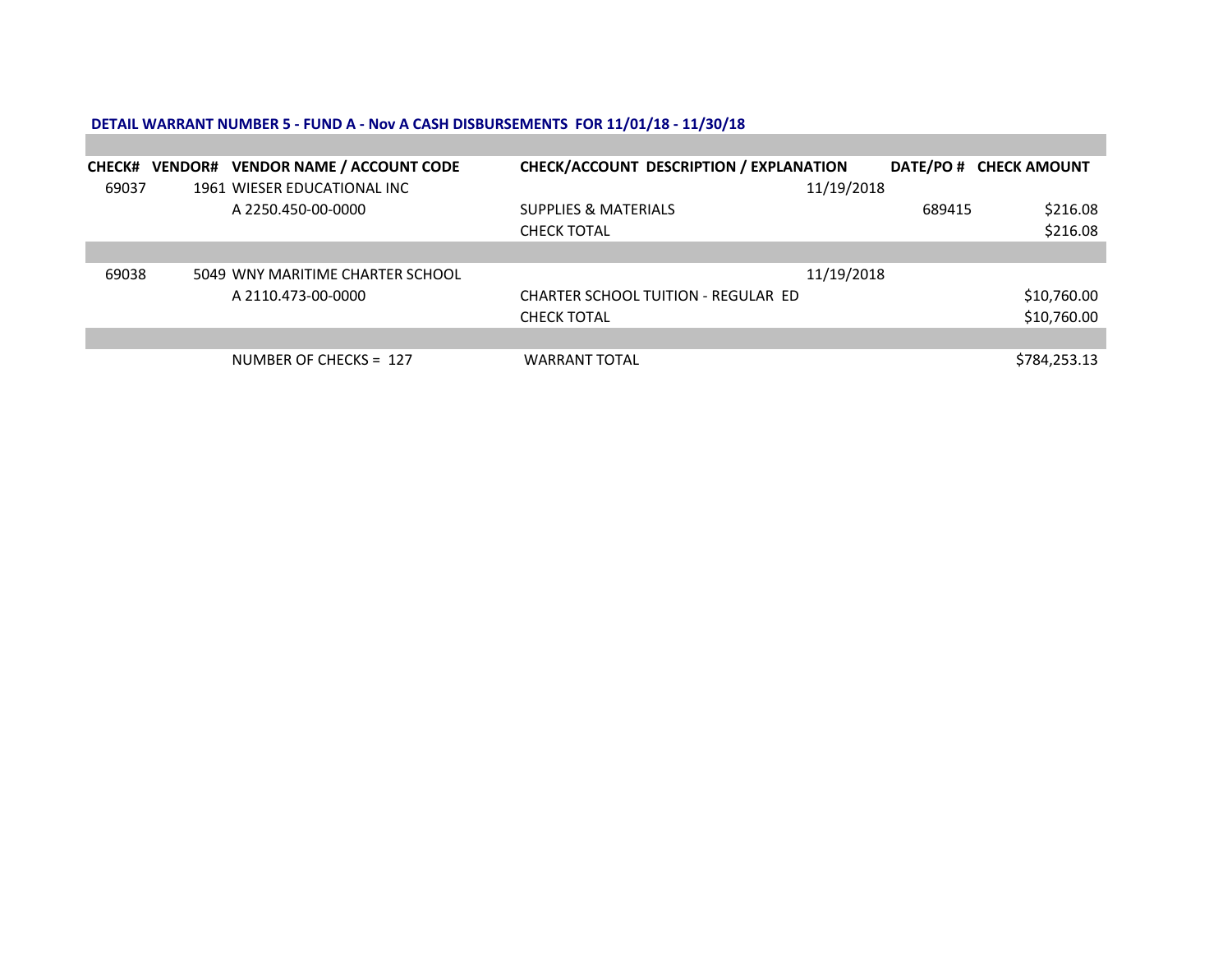**DETAIL WARRANT NUMBER 5 - FUND A - Nov A CASH DISBURSEMENTS FOR 11/01/18 - 11/30/18**

| CHECK# | VENDOR# | VENDOR NAME / ACCOUNT CODE | CHECK/ACCOUNT DESCRIPTION / EXPLANATION | DATE/PO # | CHECK AMOUNT |
|---|---|---|---|---|---|
| 69037 | 1961 | WIESER EDUCATIONAL INC | | 11/19/2018 | |
| | | A 2250.450-00-0000 | SUPPLIES & MATERIALS | 689415 | $216.08 |
| | | | CHECK TOTAL | | $216.08 |
| | | | | | |
| 69038 | 5049 | WNY MARITIME CHARTER SCHOOL | | 11/19/2018 | |
| | | A 2110.473-00-0000 | CHARTER SCHOOL TUITION - REGULAR ED | | $10,760.00 |
| | | | CHECK TOTAL | | $10,760.00 |
| | | | | | |
| | | NUMBER OF CHECKS = 127 | WARRANT TOTAL | | $784,253.13 |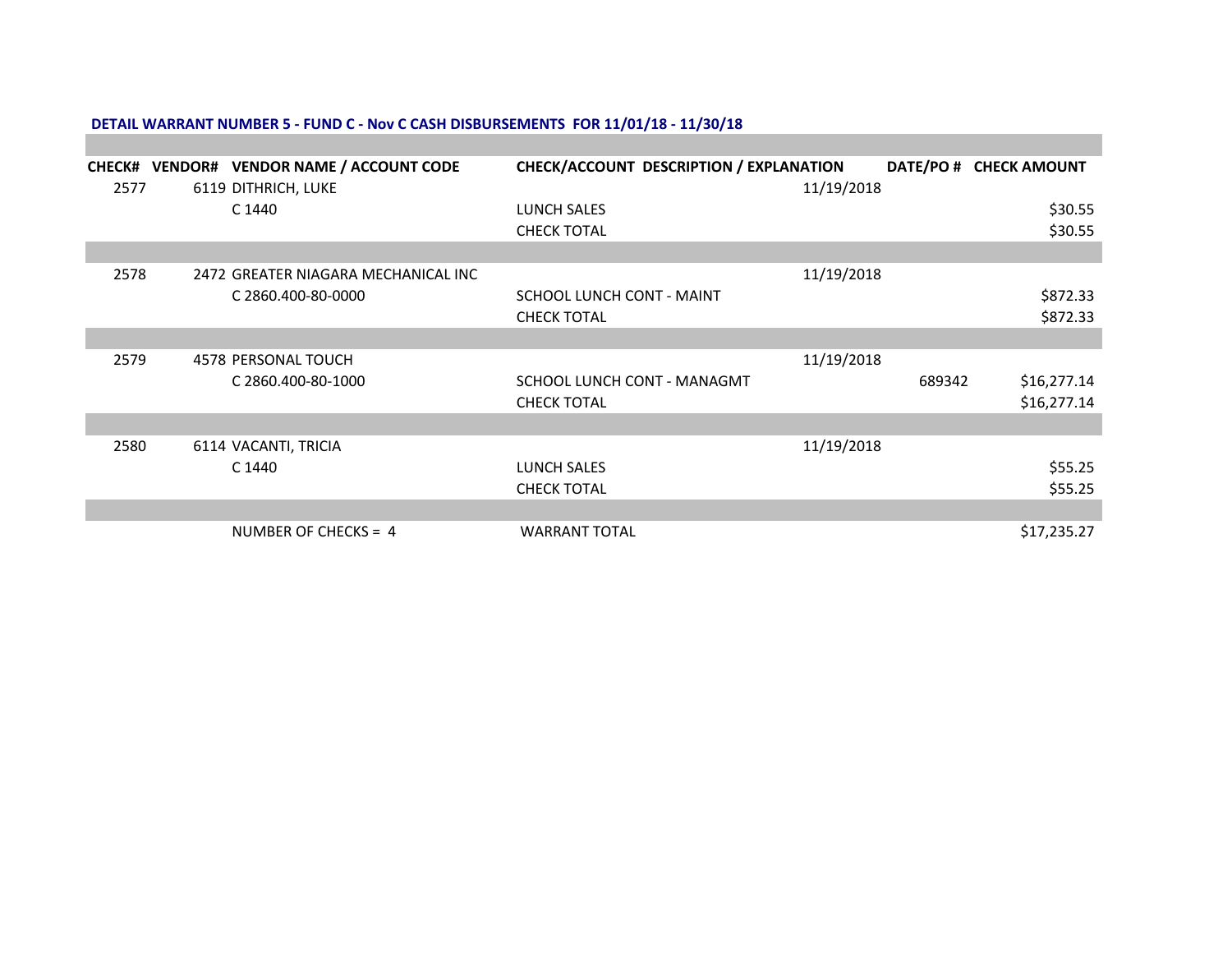**DETAIL WARRANT NUMBER 5 - FUND C - Nov C CASH DISBURSEMENTS FOR 11/01/18 - 11/30/18**

| CHECK# | VENDOR# | VENDOR NAME / ACCOUNT CODE | CHECK/ACCOUNT DESCRIPTION / EXPLANATION | | DATE/PO # | CHECK AMOUNT |
|---|---|---|---|---|---|---|
| 2577 | 6119 | DITHRICH, LUKE | | 11/19/2018 | | |
| | | C 1440 | LUNCH SALES | | | $30.55 |
| | | | CHECK TOTAL | | | $30.55 |
| | | | | | | |
| 2578 | 2472 | GREATER NIAGARA MECHANICAL INC | | 11/19/2018 | | |
| | | C 2860.400-80-0000 | SCHOOL LUNCH CONT - MAINT | | | $872.33 |
| | | | CHECK TOTAL | | | $872.33 |
| | | | | | | |
| 2579 | 4578 | PERSONAL TOUCH | | 11/19/2018 | | |
| | | C 2860.400-80-1000 | SCHOOL LUNCH CONT - MANAGMT | | 689342 | $16,277.14 |
| | | | CHECK TOTAL | | | $16,277.14 |
| | | | | | | |
| 2580 | 6114 | VACANTI, TRICIA | | 11/19/2018 | | |
| | | C 1440 | LUNCH SALES | | | $55.25 |
| | | | CHECK TOTAL | | | $55.25 |
| | | | | | | |
| | | NUMBER OF CHECKS = 4 | WARRANT TOTAL | | | $17,235.27 |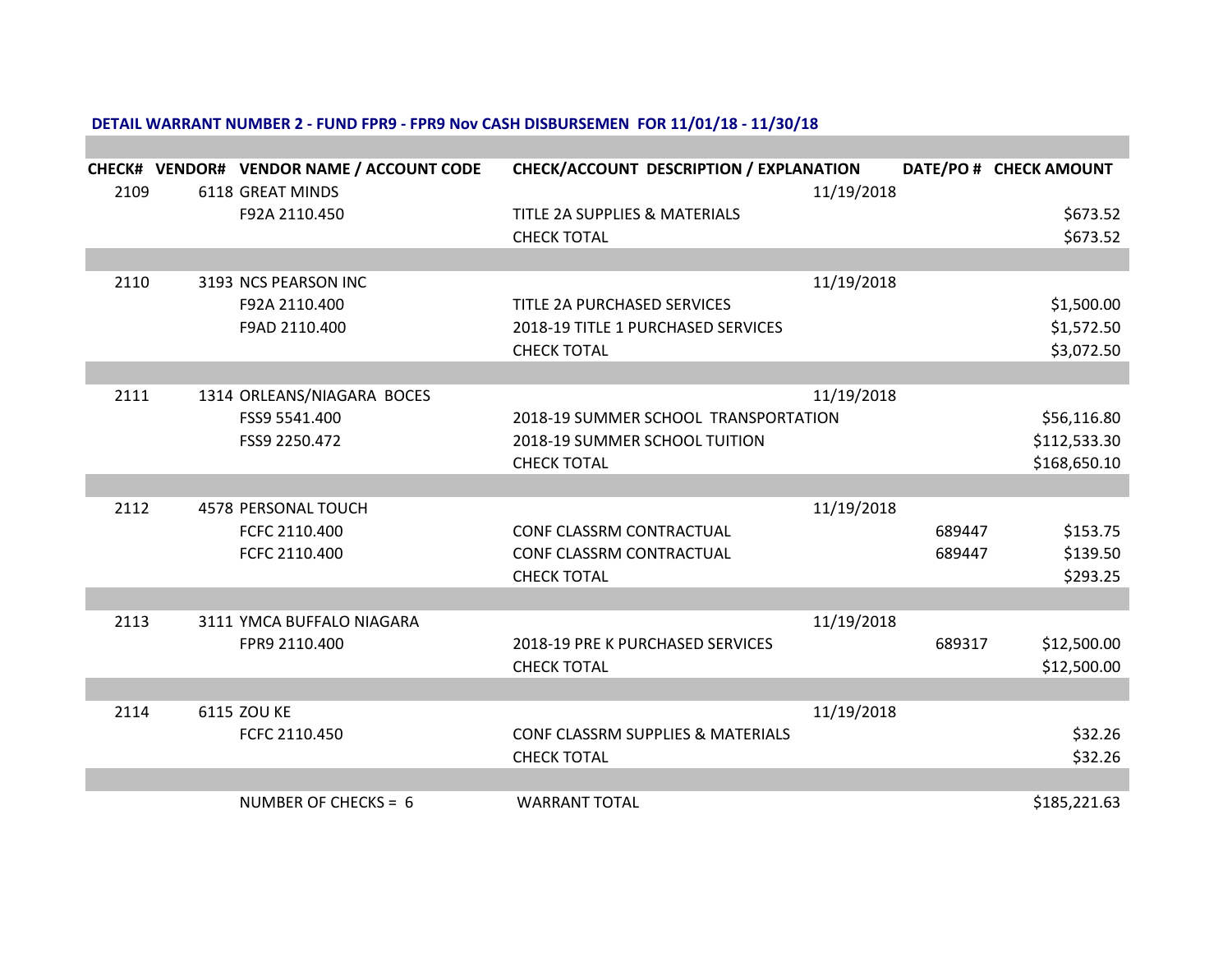**DETAIL WARRANT NUMBER 2 - FUND FPR9 - FPR9 Nov CASH DISBURSEMEN FOR 11/01/18 - 11/30/18**

| CHECK# | VENDOR# | VENDOR NAME / ACCOUNT CODE | CHECK/ACCOUNT DESCRIPTION / EXPLANATION | DATE/PO # | CHECK AMOUNT |
|---|---|---|---|---|---|
| 2109 | 6118 | GREAT MINDS | | 11/19/2018 | |
| | | F92A 2110.450 | TITLE 2A SUPPLIES & MATERIALS | | $673.52 |
| | | | CHECK TOTAL | | $673.52 |
| 2110 | 3193 | NCS PEARSON INC | | 11/19/2018 | |
| | | F92A 2110.400 | TITLE 2A PURCHASED SERVICES | | $1,500.00 |
| | | F9AD 2110.400 | 2018-19 TITLE 1 PURCHASED SERVICES | | $1,572.50 |
| | | | CHECK TOTAL | | $3,072.50 |
| 2111 | 1314 | ORLEANS/NIAGARA BOCES | | 11/19/2018 | |
| | | FSS9 5541.400 | 2018-19 SUMMER SCHOOL TRANSPORTATION | | $56,116.80 |
| | | FSS9 2250.472 | 2018-19 SUMMER SCHOOL TUITION | | $112,533.30 |
| | | | CHECK TOTAL | | $168,650.10 |
| 2112 | 4578 | PERSONAL TOUCH | | 11/19/2018 | |
| | | FCFC 2110.400 | CONF CLASSRM CONTRACTUAL | 689447 | $153.75 |
| | | FCFC 2110.400 | CONF CLASSRM CONTRACTUAL | 689447 | $139.50 |
| | | | CHECK TOTAL | | $293.25 |
| 2113 | 3111 | YMCA BUFFALO NIAGARA | | 11/19/2018 | |
| | | FPR9 2110.400 | 2018-19 PRE K PURCHASED SERVICES | 689317 | $12,500.00 |
| | | | CHECK TOTAL | | $12,500.00 |
| 2114 | 6115 | ZOU KE | | 11/19/2018 | |
| | | FCFC 2110.450 | CONF CLASSRM SUPPLIES & MATERIALS | | $32.26 |
| | | | CHECK TOTAL | | $32.26 |
| | | NUMBER OF CHECKS = 6 | WARRANT TOTAL | | $185,221.63 |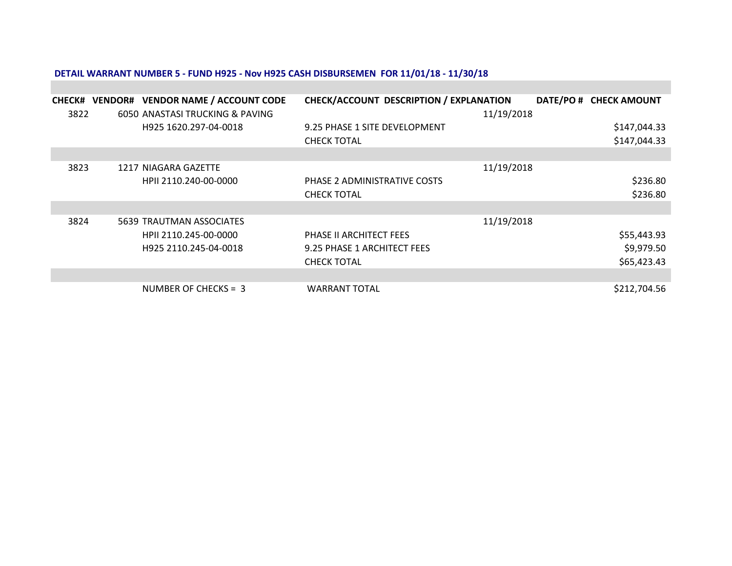**DETAIL WARRANT NUMBER 5 - FUND H925 - Nov H925 CASH DISBURSEMEN FOR 11/01/18 - 11/30/18**

| CHECK# | VENDOR# | VENDOR NAME / ACCOUNT CODE | CHECK/ACCOUNT DESCRIPTION / EXPLANATION | DATE/PO # | CHECK AMOUNT |
|---|---|---|---|---|---|
| 3822 | 6050 | ANASTASI TRUCKING & PAVING | | 11/19/2018 | |
| | | H925 1620.297-04-0018 | 9.25 PHASE 1 SITE DEVELOPMENT | | $147,044.33 |
| | | | CHECK TOTAL | | $147,044.33 |
| 3823 | 1217 | NIAGARA GAZETTE | | 11/19/2018 | |
| | | HPII 2110.240-00-0000 | PHASE 2 ADMINISTRATIVE COSTS | | $236.80 |
| | | | CHECK TOTAL | | $236.80 |
| 3824 | 5639 | TRAUTMAN ASSOCIATES | | 11/19/2018 | |
| | | HPII 2110.245-00-0000 | PHASE II ARCHITECT FEES | | $55,443.93 |
| | | H925 2110.245-04-0018 | 9.25 PHASE 1 ARCHITECT FEES | | $9,979.50 |
| | | | CHECK TOTAL | | $65,423.43 |
| | | NUMBER OF CHECKS = 3 | WARRANT TOTAL | | $212,704.56 |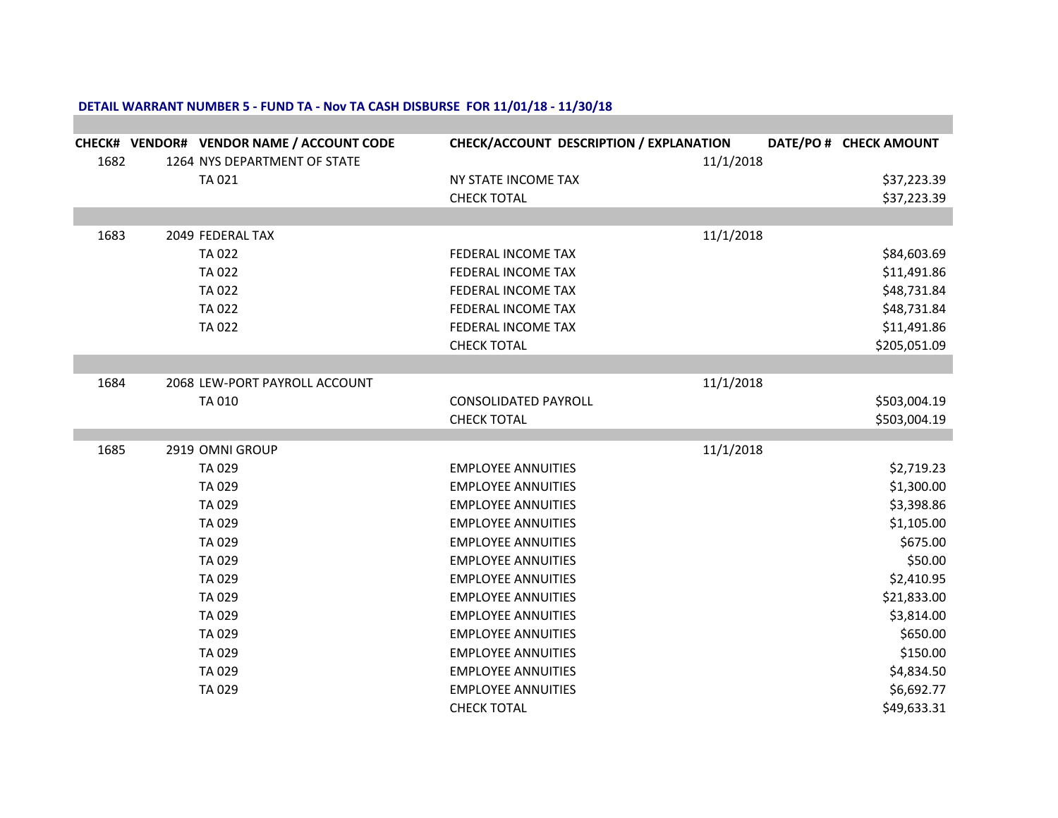**DETAIL WARRANT NUMBER 5 - FUND TA - Nov TA CASH DISBURSE FOR 11/01/18 - 11/30/18**

| CHECK# | VENDOR# | VENDOR NAME / ACCOUNT CODE | CHECK/ACCOUNT DESCRIPTION / EXPLANATION | DATE/PO # | CHECK AMOUNT |
|---|---|---|---|---|---|
| 1682 | 1264 | NYS DEPARTMENT OF STATE | | 11/1/2018 | |
| | | TA 021 | NY STATE INCOME TAX | | $37,223.39 |
| | | | CHECK TOTAL | | $37,223.39 |
| 1683 | 2049 | FEDERAL TAX | | 11/1/2018 | |
| | | TA 022 | FEDERAL INCOME TAX | | $84,603.69 |
| | | TA 022 | FEDERAL INCOME TAX | | $11,491.86 |
| | | TA 022 | FEDERAL INCOME TAX | | $48,731.84 |
| | | TA 022 | FEDERAL INCOME TAX | | $48,731.84 |
| | | TA 022 | FEDERAL INCOME TAX | | $11,491.86 |
| | | | CHECK TOTAL | | $205,051.09 |
| 1684 | 2068 | LEW-PORT PAYROLL ACCOUNT | | 11/1/2018 | |
| | | TA 010 | CONSOLIDATED PAYROLL | | $503,004.19 |
| | | | CHECK TOTAL | | $503,004.19 |
| 1685 | 2919 | OMNI GROUP | | 11/1/2018 | |
| | | TA 029 | EMPLOYEE ANNUITIES | | $2,719.23 |
| | | TA 029 | EMPLOYEE ANNUITIES | | $1,300.00 |
| | | TA 029 | EMPLOYEE ANNUITIES | | $3,398.86 |
| | | TA 029 | EMPLOYEE ANNUITIES | | $1,105.00 |
| | | TA 029 | EMPLOYEE ANNUITIES | | $675.00 |
| | | TA 029 | EMPLOYEE ANNUITIES | | $50.00 |
| | | TA 029 | EMPLOYEE ANNUITIES | | $2,410.95 |
| | | TA 029 | EMPLOYEE ANNUITIES | | $21,833.00 |
| | | TA 029 | EMPLOYEE ANNUITIES | | $3,814.00 |
| | | TA 029 | EMPLOYEE ANNUITIES | | $650.00 |
| | | TA 029 | EMPLOYEE ANNUITIES | | $150.00 |
| | | TA 029 | EMPLOYEE ANNUITIES | | $4,834.50 |
| | | TA 029 | EMPLOYEE ANNUITIES | | $6,692.77 |
| | | | CHECK TOTAL | | $49,633.31 |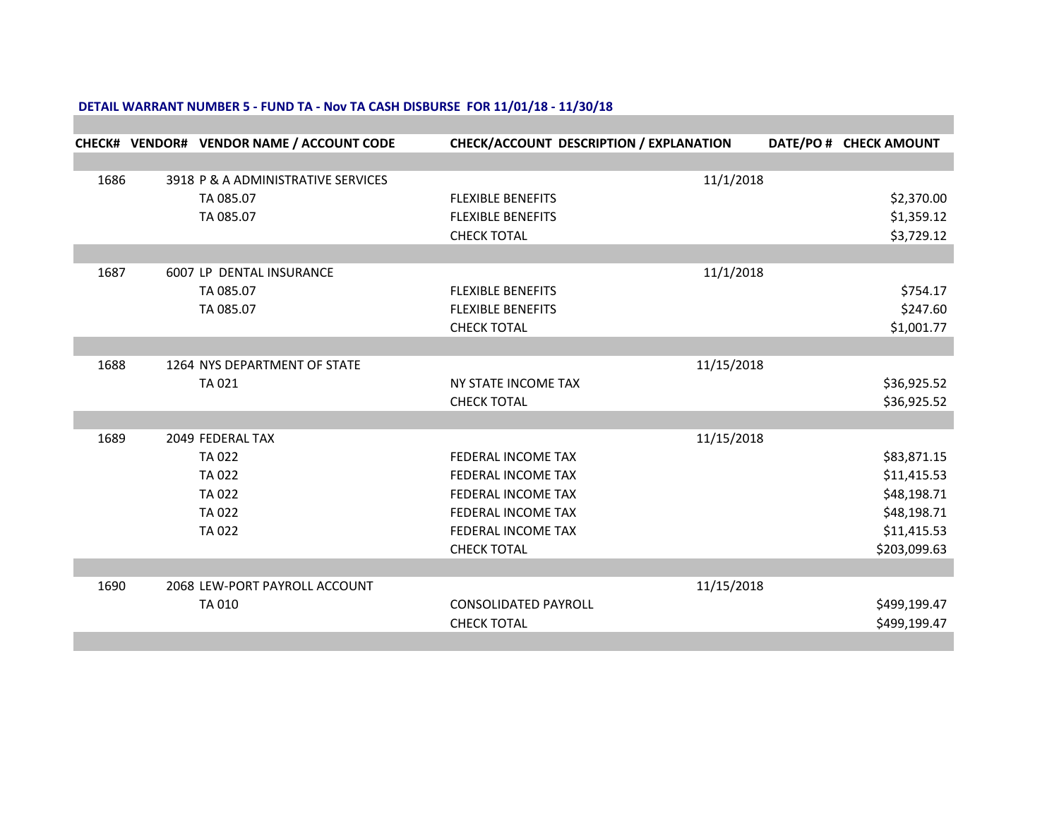**DETAIL WARRANT NUMBER 5 - FUND TA - Nov TA CASH DISBURSE FOR 11/01/18 - 11/30/18**

| CHECK# | VENDOR# | VENDOR NAME / ACCOUNT CODE | CHECK/ACCOUNT DESCRIPTION / EXPLANATION | DATE/PO # | CHECK AMOUNT |
|---|---|---|---|---|---|
| 1686 | 3918 | P & A ADMINISTRATIVE SERVICES | | 11/1/2018 | |
| | | TA 085.07 | FLEXIBLE BENEFITS | | $2,370.00 |
| | | TA 085.07 | FLEXIBLE BENEFITS | | $1,359.12 |
| | | | CHECK TOTAL | | $3,729.12 |
| 1687 | 6007 | LP DENTAL INSURANCE | | 11/1/2018 | |
| | | TA 085.07 | FLEXIBLE BENEFITS | | $754.17 |
| | | TA 085.07 | FLEXIBLE BENEFITS | | $247.60 |
| | | | CHECK TOTAL | | $1,001.77 |
| 1688 | 1264 | NYS DEPARTMENT OF STATE | | 11/15/2018 | |
| | | TA 021 | NY STATE INCOME TAX | | $36,925.52 |
| | | | CHECK TOTAL | | $36,925.52 |
| 1689 | 2049 | FEDERAL TAX | | 11/15/2018 | |
| | | TA 022 | FEDERAL INCOME TAX | | $83,871.15 |
| | | TA 022 | FEDERAL INCOME TAX | | $11,415.53 |
| | | TA 022 | FEDERAL INCOME TAX | | $48,198.71 |
| | | TA 022 | FEDERAL INCOME TAX | | $48,198.71 |
| | | TA 022 | FEDERAL INCOME TAX | | $11,415.53 |
| | | | CHECK TOTAL | | $203,099.63 |
| 1690 | 2068 | LEW-PORT PAYROLL ACCOUNT | | 11/15/2018 | |
| | | TA 010 | CONSOLIDATED PAYROLL | | $499,199.47 |
| | | | CHECK TOTAL | | $499,199.47 |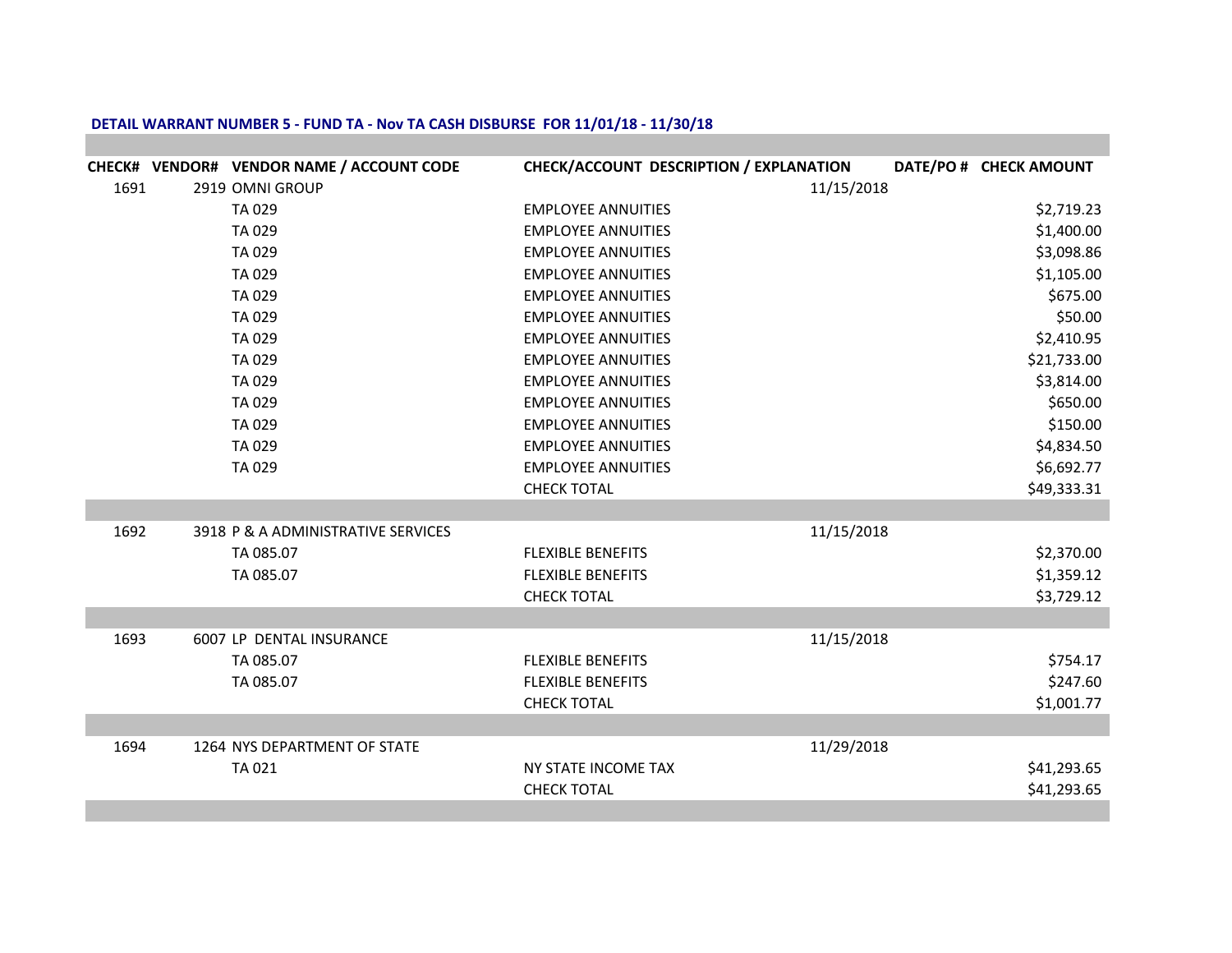**DETAIL WARRANT NUMBER 5 - FUND TA - Nov TA CASH DISBURSE FOR 11/01/18 - 11/30/18**

| CHECK# | VENDOR# | VENDOR NAME / ACCOUNT CODE | CHECK/ACCOUNT DESCRIPTION / EXPLANATION | DATE/PO # | CHECK AMOUNT |
|---|---|---|---|---|---|
| 1691 | 2919 | OMNI GROUP | | 11/15/2018 | |
| | | TA 029 | EMPLOYEE ANNUITIES | | $2,719.23 |
| | | TA 029 | EMPLOYEE ANNUITIES | | $1,400.00 |
| | | TA 029 | EMPLOYEE ANNUITIES | | $3,098.86 |
| | | TA 029 | EMPLOYEE ANNUITIES | | $1,105.00 |
| | | TA 029 | EMPLOYEE ANNUITIES | | $675.00 |
| | | TA 029 | EMPLOYEE ANNUITIES | | $50.00 |
| | | TA 029 | EMPLOYEE ANNUITIES | | $2,410.95 |
| | | TA 029 | EMPLOYEE ANNUITIES | | $21,733.00 |
| | | TA 029 | EMPLOYEE ANNUITIES | | $3,814.00 |
| | | TA 029 | EMPLOYEE ANNUITIES | | $650.00 |
| | | TA 029 | EMPLOYEE ANNUITIES | | $150.00 |
| | | TA 029 | EMPLOYEE ANNUITIES | | $4,834.50 |
| | | TA 029 | EMPLOYEE ANNUITIES | | $6,692.77 |
| | | | CHECK TOTAL | | $49,333.31 |
| 1692 | 3918 | P & A ADMINISTRATIVE SERVICES | | 11/15/2018 | |
| | | TA 085.07 | FLEXIBLE BENEFITS | | $2,370.00 |
| | | TA 085.07 | FLEXIBLE BENEFITS | | $1,359.12 |
| | | | CHECK TOTAL | | $3,729.12 |
| 1693 | 6007 | LP DENTAL INSURANCE | | 11/15/2018 | |
| | | TA 085.07 | FLEXIBLE BENEFITS | | $754.17 |
| | | TA 085.07 | FLEXIBLE BENEFITS | | $247.60 |
| | | | CHECK TOTAL | | $1,001.77 |
| 1694 | 1264 | NYS DEPARTMENT OF STATE | | 11/29/2018 | |
| | | TA 021 | NY STATE INCOME TAX | | $41,293.65 |
| | | | CHECK TOTAL | | $41,293.65 |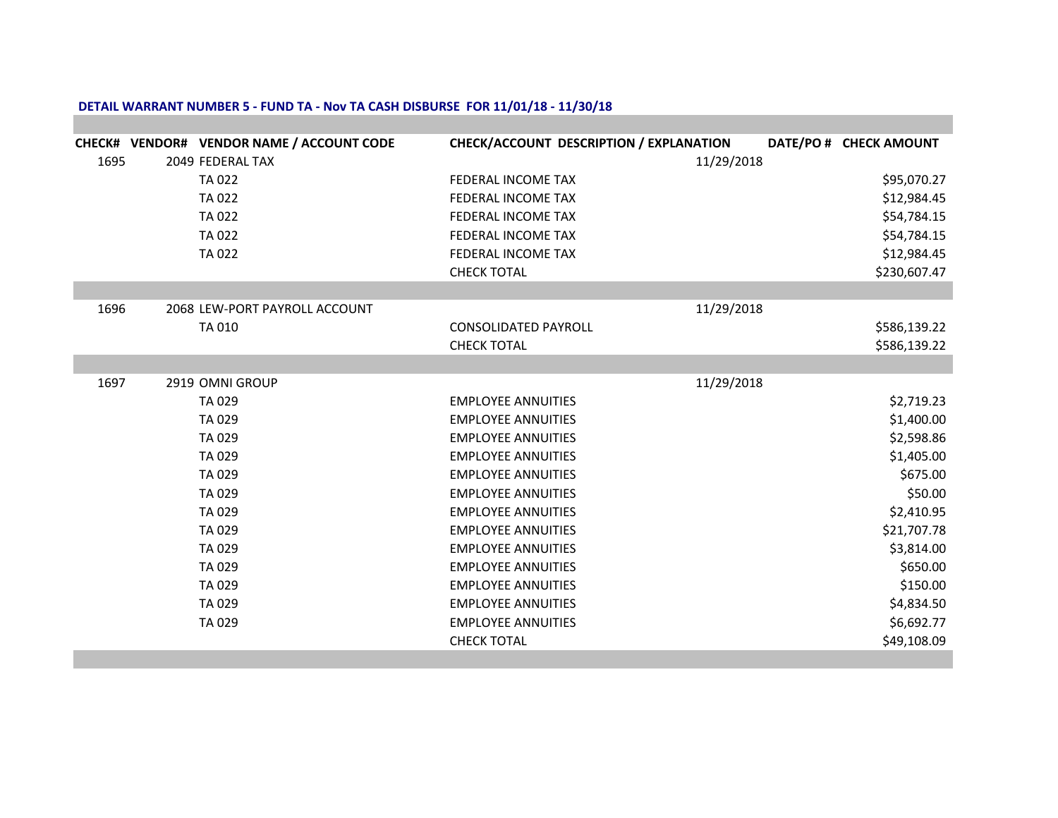**DETAIL WARRANT NUMBER 5 - FUND TA - Nov TA CASH DISBURSE FOR 11/01/18 - 11/30/18**

| CHECK# | VENDOR# | VENDOR NAME / ACCOUNT CODE | CHECK/ACCOUNT DESCRIPTION / EXPLANATION | DATE/PO # | CHECK AMOUNT |
|---|---|---|---|---|---|
| 1695 | 2049 | FEDERAL TAX | | 11/29/2018 | |
| | | TA 022 | FEDERAL INCOME TAX | | $95,070.27 |
| | | TA 022 | FEDERAL INCOME TAX | | $12,984.45 |
| | | TA 022 | FEDERAL INCOME TAX | | $54,784.15 |
| | | TA 022 | FEDERAL INCOME TAX | | $54,784.15 |
| | | TA 022 | FEDERAL INCOME TAX | | $12,984.45 |
| | | | CHECK TOTAL | | $230,607.47 |
| 1696 | 2068 | LEW-PORT PAYROLL ACCOUNT | | 11/29/2018 | |
| | | TA 010 | CONSOLIDATED PAYROLL | | $586,139.22 |
| | | | CHECK TOTAL | | $586,139.22 |
| 1697 | 2919 | OMNI GROUP | | 11/29/2018 | |
| | | TA 029 | EMPLOYEE ANNUITIES | | $2,719.23 |
| | | TA 029 | EMPLOYEE ANNUITIES | | $1,400.00 |
| | | TA 029 | EMPLOYEE ANNUITIES | | $2,598.86 |
| | | TA 029 | EMPLOYEE ANNUITIES | | $1,405.00 |
| | | TA 029 | EMPLOYEE ANNUITIES | | $675.00 |
| | | TA 029 | EMPLOYEE ANNUITIES | | $50.00 |
| | | TA 029 | EMPLOYEE ANNUITIES | | $2,410.95 |
| | | TA 029 | EMPLOYEE ANNUITIES | | $21,707.78 |
| | | TA 029 | EMPLOYEE ANNUITIES | | $3,814.00 |
| | | TA 029 | EMPLOYEE ANNUITIES | | $650.00 |
| | | TA 029 | EMPLOYEE ANNUITIES | | $150.00 |
| | | TA 029 | EMPLOYEE ANNUITIES | | $4,834.50 |
| | | TA 029 | EMPLOYEE ANNUITIES | | $6,692.77 |
| | | | CHECK TOTAL | | $49,108.09 |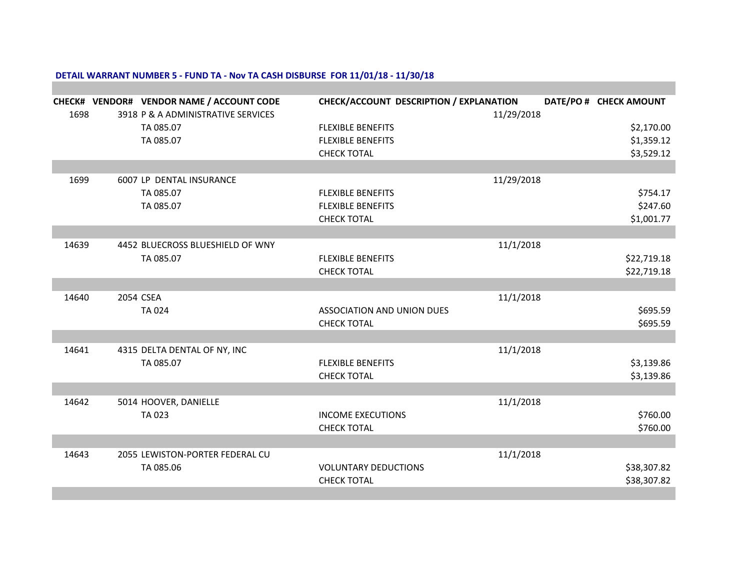**DETAIL WARRANT NUMBER 5 - FUND TA - Nov TA CASH DISBURSE FOR 11/01/18 - 11/30/18**

| CHECK# | VENDOR# | VENDOR NAME / ACCOUNT CODE | CHECK/ACCOUNT DESCRIPTION / EXPLANATION | DATE/PO # | CHECK AMOUNT |
|---|---|---|---|---|---|
| 1698 | 3918 | P & A ADMINISTRATIVE SERVICES | | 11/29/2018 | |
| | | TA 085.07 | FLEXIBLE BENEFITS | | $2,170.00 |
| | | TA 085.07 | FLEXIBLE BENEFITS | | $1,359.12 |
| | | | CHECK TOTAL | | $3,529.12 |
| | | | | | |
| 1699 | 6007 | LP DENTAL INSURANCE | | 11/29/2018 | |
| | | TA 085.07 | FLEXIBLE BENEFITS | | $754.17 |
| | | TA 085.07 | FLEXIBLE BENEFITS | | $247.60 |
| | | | CHECK TOTAL | | $1,001.77 |
| | | | | | |
| 14639 | 4452 | BLUECROSS BLUESHIELD OF WNY | | 11/1/2018 | |
| | | TA 085.07 | FLEXIBLE BENEFITS | | $22,719.18 |
| | | | CHECK TOTAL | | $22,719.18 |
| | | | | | |
| 14640 | 2054 | CSEA | | 11/1/2018 | |
| | | TA 024 | ASSOCIATION AND UNION DUES | | $695.59 |
| | | | CHECK TOTAL | | $695.59 |
| | | | | | |
| 14641 | 4315 | DELTA DENTAL OF NY, INC | | 11/1/2018 | |
| | | TA 085.07 | FLEXIBLE BENEFITS | | $3,139.86 |
| | | | CHECK TOTAL | | $3,139.86 |
| | | | | | |
| 14642 | 5014 | HOOVER, DANIELLE | | 11/1/2018 | |
| | | TA 023 | INCOME EXECUTIONS | | $760.00 |
| | | | CHECK TOTAL | | $760.00 |
| | | | | | |
| 14643 | 2055 | LEWISTON-PORTER FEDERAL CU | | 11/1/2018 | |
| | | TA 085.06 | VOLUNTARY DEDUCTIONS | | $38,307.82 |
| | | | CHECK TOTAL | | $38,307.82 |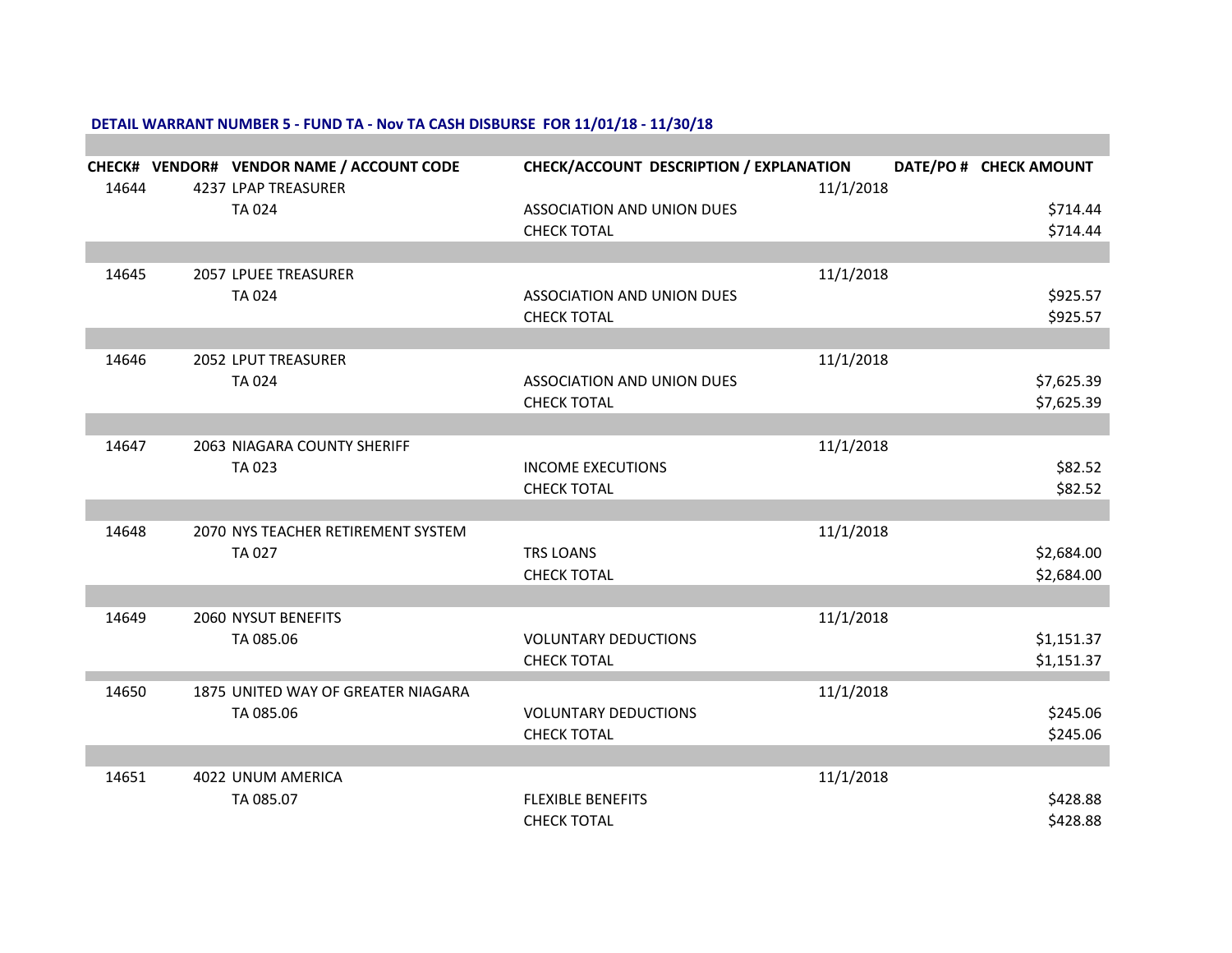**DETAIL WARRANT NUMBER 5 - FUND TA - Nov TA CASH DISBURSE FOR 11/01/18 - 11/30/18**

| CHECK# | VENDOR# | VENDOR NAME / ACCOUNT CODE | CHECK/ACCOUNT DESCRIPTION / EXPLANATION | DATE/PO # | CHECK AMOUNT |
|---|---|---|---|---|---|
| 14644 | 4237 | LPAP TREASURER | | 11/1/2018 | |
| | | TA 024 | ASSOCIATION AND UNION DUES | | $714.44 |
| | | | CHECK TOTAL | | $714.44 |
| 14645 | 2057 | LPUEE TREASURER | | 11/1/2018 | |
| | | TA 024 | ASSOCIATION AND UNION DUES | | $925.57 |
| | | | CHECK TOTAL | | $925.57 |
| 14646 | 2052 | LPUT TREASURER | | 11/1/2018 | |
| | | TA 024 | ASSOCIATION AND UNION DUES | | $7,625.39 |
| | | | CHECK TOTAL | | $7,625.39 |
| 14647 | 2063 | NIAGARA COUNTY SHERIFF | | 11/1/2018 | |
| | | TA 023 | INCOME EXECUTIONS | | $82.52 |
| | | | CHECK TOTAL | | $82.52 |
| 14648 | 2070 | NYS TEACHER RETIREMENT SYSTEM | | 11/1/2018 | |
| | | TA 027 | TRS LOANS | | $2,684.00 |
| | | | CHECK TOTAL | | $2,684.00 |
| 14649 | 2060 | NYSUT BENEFITS | | 11/1/2018 | |
| | | TA 085.06 | VOLUNTARY DEDUCTIONS | | $1,151.37 |
| | | | CHECK TOTAL | | $1,151.37 |
| 14650 | 1875 | UNITED WAY OF GREATER NIAGARA | | 11/1/2018 | |
| | | TA 085.06 | VOLUNTARY DEDUCTIONS | | $245.06 |
| | | | CHECK TOTAL | | $245.06 |
| 14651 | 4022 | UNUM AMERICA | | 11/1/2018 | |
| | | TA 085.07 | FLEXIBLE BENEFITS | | $428.88 |
| | | | CHECK TOTAL | | $428.88 |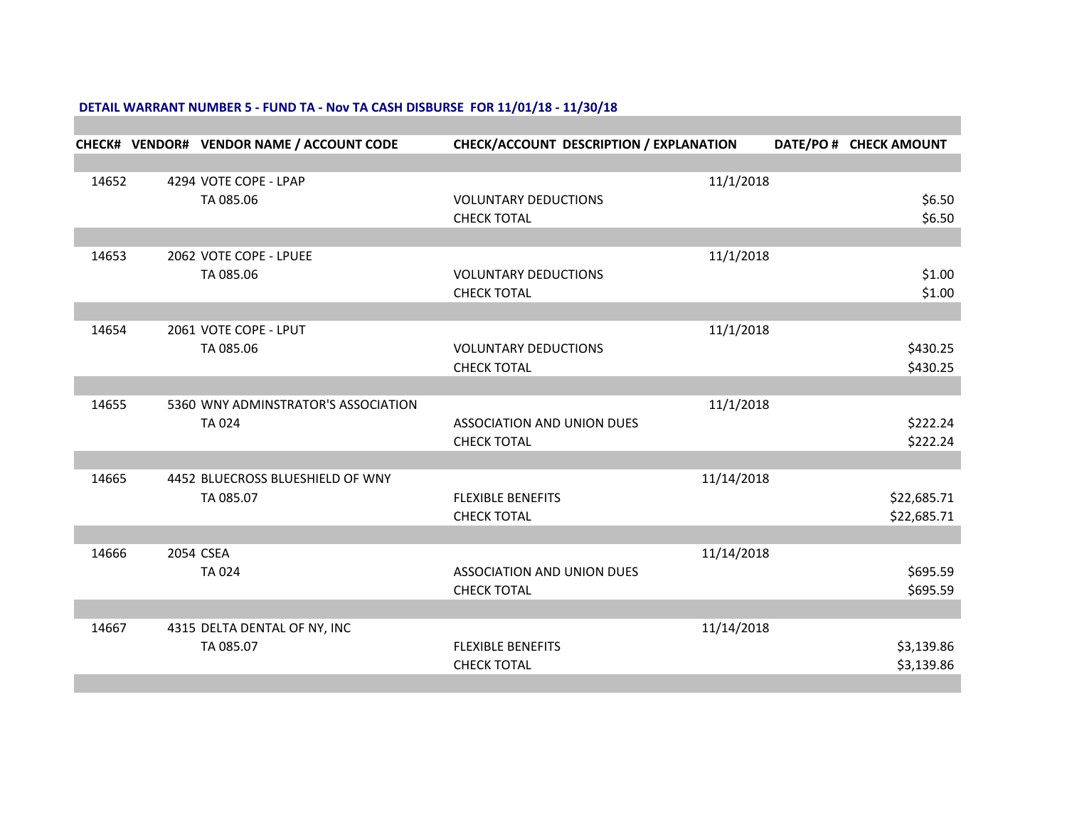**DETAIL WARRANT NUMBER 5 - FUND TA - Nov TA CASH DISBURSE FOR 11/01/18 - 11/30/18**

| CHECK# | VENDOR# | VENDOR NAME / ACCOUNT CODE | CHECK/ACCOUNT DESCRIPTION / EXPLANATION | DATE/PO # | CHECK AMOUNT |
|---|---|---|---|---|---|
| 14652 | 4294 | VOTE COPE - LPAP | | 11/1/2018 | |
| | | TA 085.06 | VOLUNTARY DEDUCTIONS | | $6.50 |
| | | | CHECK TOTAL | | $6.50 |
| 14653 | 2062 | VOTE COPE - LPUEE | | 11/1/2018 | |
| | | TA 085.06 | VOLUNTARY DEDUCTIONS | | $1.00 |
| | | | CHECK TOTAL | | $1.00 |
| 14654 | 2061 | VOTE COPE - LPUT | | 11/1/2018 | |
| | | TA 085.06 | VOLUNTARY DEDUCTIONS | | $430.25 |
| | | | CHECK TOTAL | | $430.25 |
| 14655 | 5360 | WNY ADMINSTRATOR'S ASSOCIATION | | 11/1/2018 | |
| | | TA 024 | ASSOCIATION AND UNION DUES | | $222.24 |
| | | | CHECK TOTAL | | $222.24 |
| 14665 | 4452 | BLUECROSS BLUESHIELD OF WNY | | 11/14/2018 | |
| | | TA 085.07 | FLEXIBLE BENEFITS | | $22,685.71 |
| | | | CHECK TOTAL | | $22,685.71 |
| 14666 | 2054 | CSEA | | 11/14/2018 | |
| | | TA 024 | ASSOCIATION AND UNION DUES | | $695.59 |
| | | | CHECK TOTAL | | $695.59 |
| 14667 | 4315 | DELTA DENTAL OF NY, INC | | 11/14/2018 | |
| | | TA 085.07 | FLEXIBLE BENEFITS | | $3,139.86 |
| | | | CHECK TOTAL | | $3,139.86 |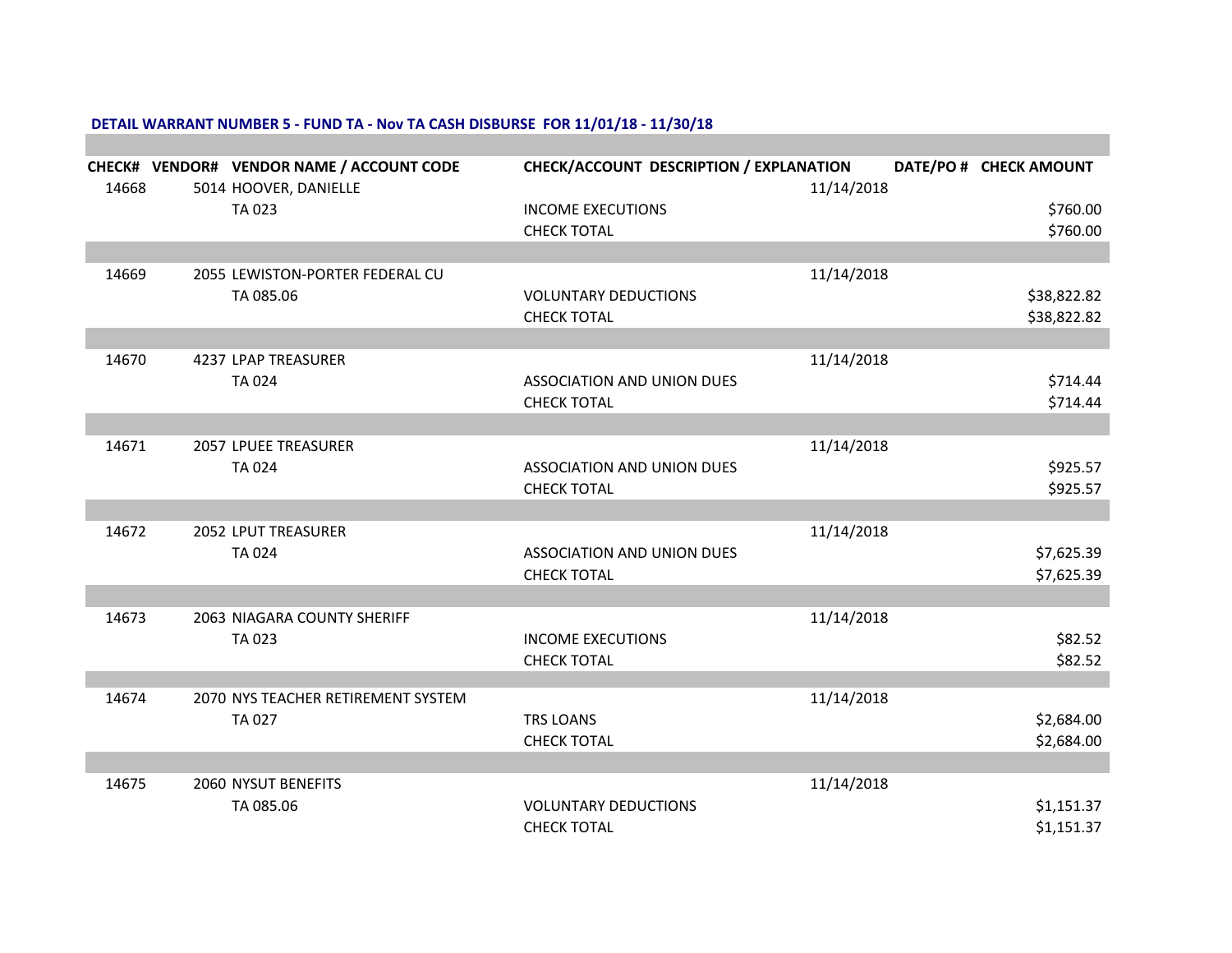**DETAIL WARRANT NUMBER 5 - FUND TA - Nov TA CASH DISBURSE FOR 11/01/18 - 11/30/18**

| CHECK# | VENDOR# | VENDOR NAME / ACCOUNT CODE | CHECK/ACCOUNT DESCRIPTION / EXPLANATION | DATE/PO # | CHECK AMOUNT |
|---|---|---|---|---|---|
| 14668 | 5014 | HOOVER, DANIELLE | | 11/14/2018 | |
| | | TA 023 | INCOME EXECUTIONS | | $760.00 |
| | | | CHECK TOTAL | | $760.00 |
| 14669 | 2055 | LEWISTON-PORTER FEDERAL CU | | 11/14/2018 | |
| | | TA 085.06 | VOLUNTARY DEDUCTIONS | | $38,822.82 |
| | | | CHECK TOTAL | | $38,822.82 |
| 14670 | 4237 | LPAP TREASURER | | 11/14/2018 | |
| | | TA 024 | ASSOCIATION AND UNION DUES | | $714.44 |
| | | | CHECK TOTAL | | $714.44 |
| 14671 | 2057 | LPUEE TREASURER | | 11/14/2018 | |
| | | TA 024 | ASSOCIATION AND UNION DUES | | $925.57 |
| | | | CHECK TOTAL | | $925.57 |
| 14672 | 2052 | LPUT TREASURER | | 11/14/2018 | |
| | | TA 024 | ASSOCIATION AND UNION DUES | | $7,625.39 |
| | | | CHECK TOTAL | | $7,625.39 |
| 14673 | 2063 | NIAGARA COUNTY SHERIFF | | 11/14/2018 | |
| | | TA 023 | INCOME EXECUTIONS | | $82.52 |
| | | | CHECK TOTAL | | $82.52 |
| 14674 | 2070 | NYS TEACHER RETIREMENT SYSTEM | | 11/14/2018 | |
| | | TA 027 | TRS LOANS | | $2,684.00 |
| | | | CHECK TOTAL | | $2,684.00 |
| 14675 | 2060 | NYSUT BENEFITS | | 11/14/2018 | |
| | | TA 085.06 | VOLUNTARY DEDUCTIONS | | $1,151.37 |
| | | | CHECK TOTAL | | $1,151.37 |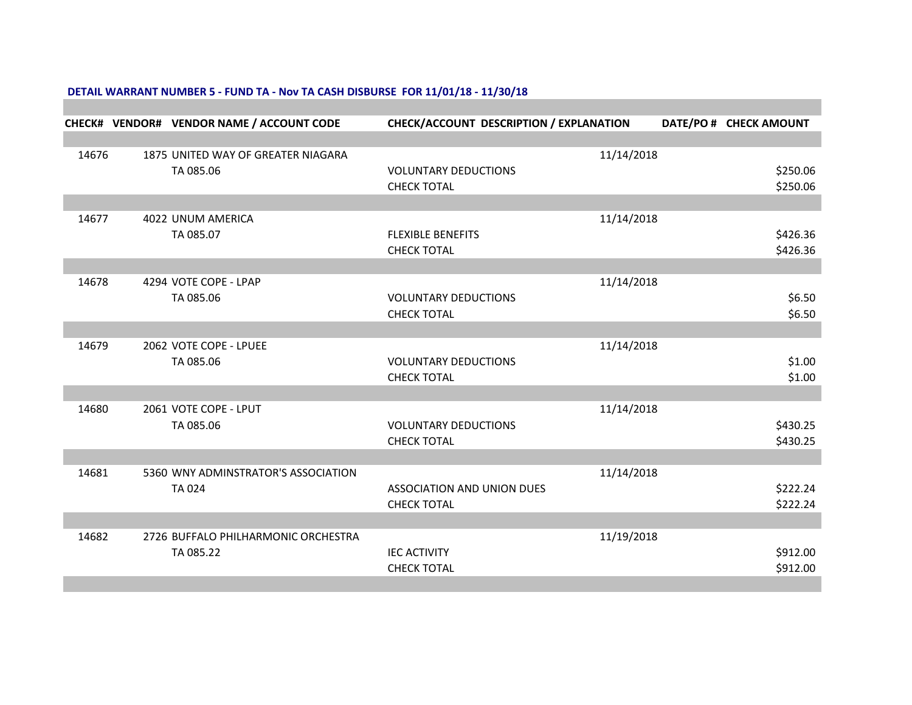**DETAIL WARRANT NUMBER 5 - FUND TA - Nov TA CASH DISBURSE FOR 11/01/18 - 11/30/18**

| CHECK# | VENDOR# | VENDOR NAME / ACCOUNT CODE | CHECK/ACCOUNT DESCRIPTION / EXPLANATION | DATE/PO # | CHECK AMOUNT |
|---|---|---|---|---|---|
| 14676 | 1875 | UNITED WAY OF GREATER NIAGARA | | 11/14/2018 | |
| | | TA 085.06 | VOLUNTARY DEDUCTIONS | | $250.06 |
| | | | CHECK TOTAL | | $250.06 |
| 14677 | 4022 | UNUM AMERICA | | 11/14/2018 | |
| | | TA 085.07 | FLEXIBLE BENEFITS | | $426.36 |
| | | | CHECK TOTAL | | $426.36 |
| 14678 | 4294 | VOTE COPE - LPAP | | 11/14/2018 | |
| | | TA 085.06 | VOLUNTARY DEDUCTIONS | | $6.50 |
| | | | CHECK TOTAL | | $6.50 |
| 14679 | 2062 | VOTE COPE - LPUEE | | 11/14/2018 | |
| | | TA 085.06 | VOLUNTARY DEDUCTIONS | | $1.00 |
| | | | CHECK TOTAL | | $1.00 |
| 14680 | 2061 | VOTE COPE - LPUT | | 11/14/2018 | |
| | | TA 085.06 | VOLUNTARY DEDUCTIONS | | $430.25 |
| | | | CHECK TOTAL | | $430.25 |
| 14681 | 5360 | WNY ADMINSTRATOR'S ASSOCIATION | | 11/14/2018 | |
| | | TA 024 | ASSOCIATION AND UNION DUES | | $222.24 |
| | | | CHECK TOTAL | | $222.24 |
| 14682 | 2726 | BUFFALO PHILHARMONIC ORCHESTRA | | 11/19/2018 | |
| | | TA 085.22 | IEC ACTIVITY | | $912.00 |
| | | | CHECK TOTAL | | $912.00 |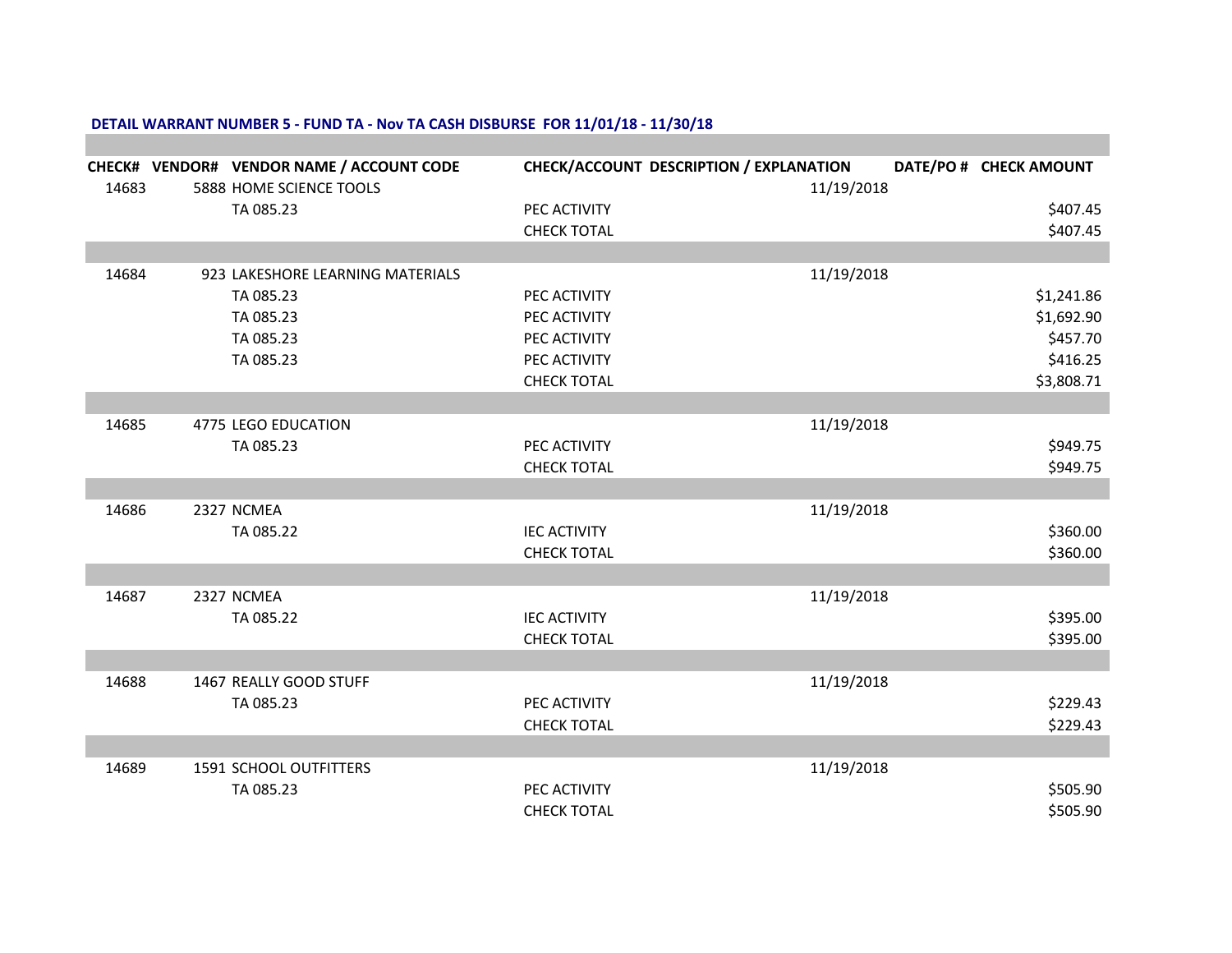**DETAIL WARRANT NUMBER 5 - FUND TA - Nov TA CASH DISBURSE FOR 11/01/18 - 11/30/18**

| CHECK# | VENDOR# | VENDOR NAME / ACCOUNT CODE | CHECK/ACCOUNT DESCRIPTION / EXPLANATION | DATE/PO # | CHECK AMOUNT |
|---|---|---|---|---|---|
| 14683 | 5888 | HOME SCIENCE TOOLS | | 11/19/2018 | |
| | | TA 085.23 | PEC ACTIVITY | | $407.45 |
| | | | CHECK TOTAL | | $407.45 |
| 14684 | 923 | LAKESHORE LEARNING MATERIALS | | 11/19/2018 | |
| | | TA 085.23 | PEC ACTIVITY | | $1,241.86 |
| | | TA 085.23 | PEC ACTIVITY | | $1,692.90 |
| | | TA 085.23 | PEC ACTIVITY | | $457.70 |
| | | TA 085.23 | PEC ACTIVITY | | $416.25 |
| | | | CHECK TOTAL | | $3,808.71 |
| 14685 | 4775 | LEGO EDUCATION | | 11/19/2018 | |
| | | TA 085.23 | PEC ACTIVITY | | $949.75 |
| | | | CHECK TOTAL | | $949.75 |
| 14686 | 2327 | NCMEA | | 11/19/2018 | |
| | | TA 085.22 | IEC ACTIVITY | | $360.00 |
| | | | CHECK TOTAL | | $360.00 |
| 14687 | 2327 | NCMEA | | 11/19/2018 | |
| | | TA 085.22 | IEC ACTIVITY | | $395.00 |
| | | | CHECK TOTAL | | $395.00 |
| 14688 | 1467 | REALLY GOOD STUFF | | 11/19/2018 | |
| | | TA 085.23 | PEC ACTIVITY | | $229.43 |
| | | | CHECK TOTAL | | $229.43 |
| 14689 | 1591 | SCHOOL OUTFITTERS | | 11/19/2018 | |
| | | TA 085.23 | PEC ACTIVITY | | $505.90 |
| | | | CHECK TOTAL | | $505.90 |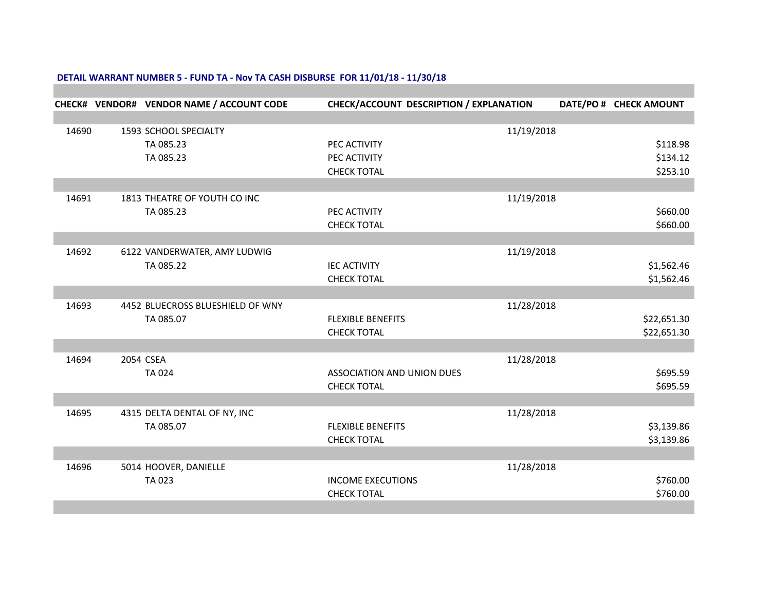**DETAIL WARRANT NUMBER 5 - FUND TA - Nov TA CASH DISBURSE FOR 11/01/18 - 11/30/18**

| CHECK# | VENDOR# | VENDOR NAME / ACCOUNT CODE | CHECK/ACCOUNT DESCRIPTION / EXPLANATION | DATE/PO # | CHECK AMOUNT |
|---|---|---|---|---|---|
| 14690 | 1593 | SCHOOL SPECIALTY | | 11/19/2018 | |
| | | TA 085.23 | PEC ACTIVITY | | $118.98 |
| | | TA 085.23 | PEC ACTIVITY | | $134.12 |
| | | | CHECK TOTAL | | $253.10 |
| 14691 | 1813 | THEATRE OF YOUTH CO INC | | 11/19/2018 | |
| | | TA 085.23 | PEC ACTIVITY | | $660.00 |
| | | | CHECK TOTAL | | $660.00 |
| 14692 | 6122 | VANDERWATER, AMY LUDWIG | | 11/19/2018 | |
| | | TA 085.22 | IEC ACTIVITY | | $1,562.46 |
| | | | CHECK TOTAL | | $1,562.46 |
| 14693 | 4452 | BLUECROSS BLUESHIELD OF WNY | | 11/28/2018 | |
| | | TA 085.07 | FLEXIBLE BENEFITS | | $22,651.30 |
| | | | CHECK TOTAL | | $22,651.30 |
| 14694 | 2054 | CSEA | | 11/28/2018 | |
| | | TA 024 | ASSOCIATION AND UNION DUES | | $695.59 |
| | | | CHECK TOTAL | | $695.59 |
| 14695 | 4315 | DELTA DENTAL OF NY, INC | | 11/28/2018 | |
| | | TA 085.07 | FLEXIBLE BENEFITS | | $3,139.86 |
| | | | CHECK TOTAL | | $3,139.86 |
| 14696 | 5014 | HOOVER, DANIELLE | | 11/28/2018 | |
| | | TA 023 | INCOME EXECUTIONS | | $760.00 |
| | | | CHECK TOTAL | | $760.00 |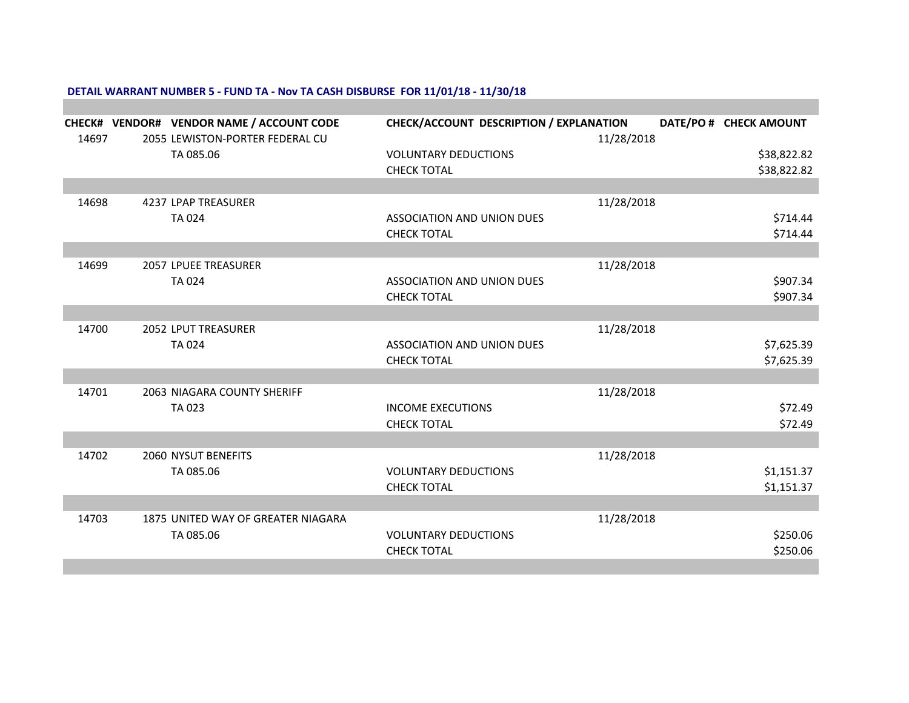**DETAIL WARRANT NUMBER 5 - FUND TA - Nov TA CASH DISBURSE FOR 11/01/18 - 11/30/18**

| CHECK# | VENDOR# | VENDOR NAME / ACCOUNT CODE | CHECK/ACCOUNT DESCRIPTION / EXPLANATION | DATE/PO # | CHECK AMOUNT |
|---|---|---|---|---|---|
| 14697 | 2055 | LEWISTON-PORTER FEDERAL CU | | 11/28/2018 | |
| | | TA 085.06 | VOLUNTARY DEDUCTIONS | | $38,822.82 |
| | | | CHECK TOTAL | | $38,822.82 |
| 14698 | 4237 | LPAP TREASURER | | 11/28/2018 | |
| | | TA 024 | ASSOCIATION AND UNION DUES | | $714.44 |
| | | | CHECK TOTAL | | $714.44 |
| 14699 | 2057 | LPUEE TREASURER | | 11/28/2018 | |
| | | TA 024 | ASSOCIATION AND UNION DUES | | $907.34 |
| | | | CHECK TOTAL | | $907.34 |
| 14700 | 2052 | LPUT TREASURER | | 11/28/2018 | |
| | | TA 024 | ASSOCIATION AND UNION DUES | | $7,625.39 |
| | | | CHECK TOTAL | | $7,625.39 |
| 14701 | 2063 | NIAGARA COUNTY SHERIFF | | 11/28/2018 | |
| | | TA 023 | INCOME EXECUTIONS | | $72.49 |
| | | | CHECK TOTAL | | $72.49 |
| 14702 | 2060 | NYSUT BENEFITS | | 11/28/2018 | |
| | | TA 085.06 | VOLUNTARY DEDUCTIONS | | $1,151.37 |
| | | | CHECK TOTAL | | $1,151.37 |
| 14703 | 1875 | UNITED WAY OF GREATER NIAGARA | | 11/28/2018 | |
| | | TA 085.06 | VOLUNTARY DEDUCTIONS | | $250.06 |
| | | | CHECK TOTAL | | $250.06 |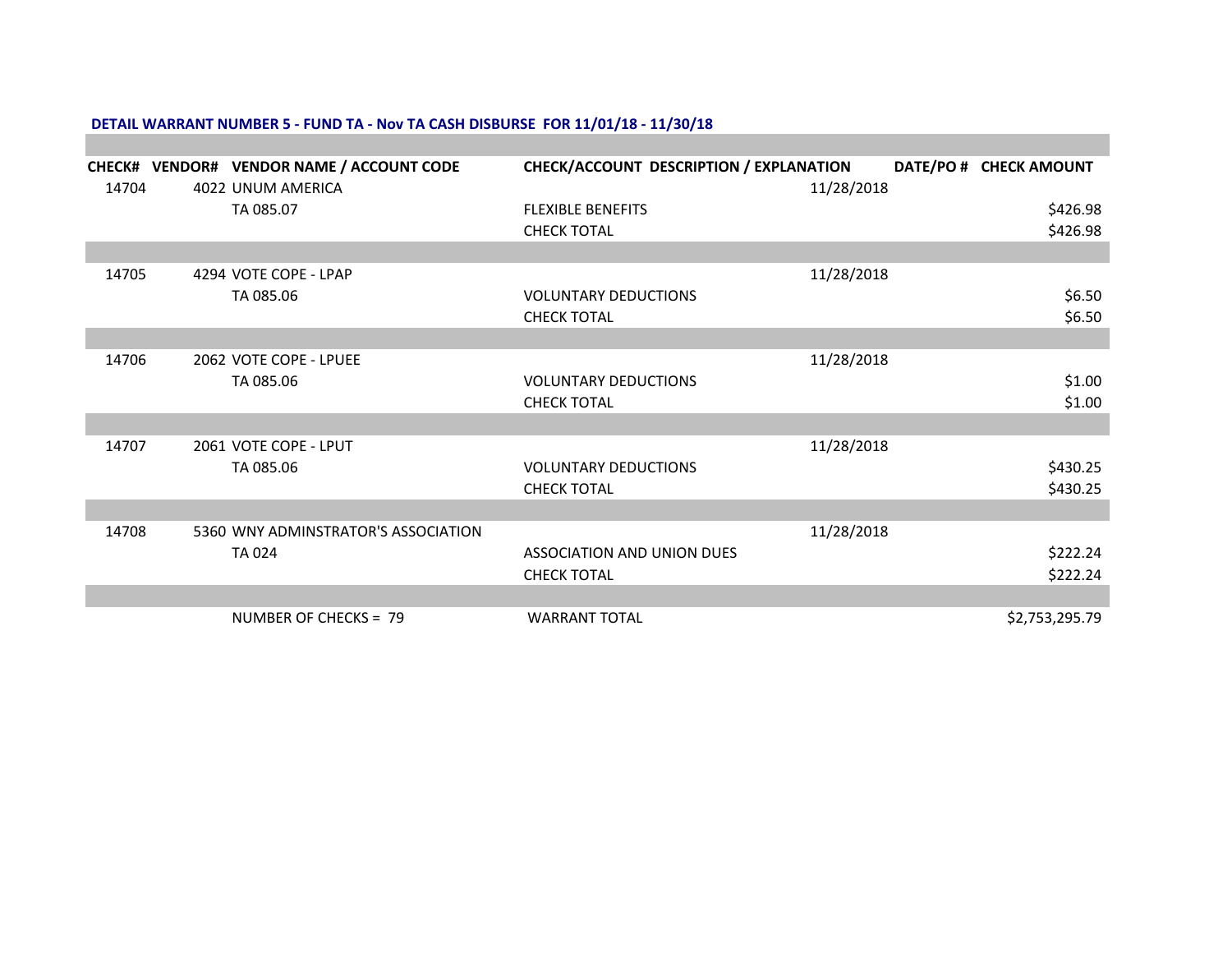**DETAIL WARRANT NUMBER 5 - FUND TA - Nov TA CASH DISBURSE FOR 11/01/18 - 11/30/18**

| CHECK# | VENDOR# | VENDOR NAME / ACCOUNT CODE | CHECK/ACCOUNT DESCRIPTION / EXPLANATION | DATE/PO # | CHECK AMOUNT |
|---|---|---|---|---|---|
| 14704 | 4022 | UNUM AMERICA | | 11/28/2018 | |
| | | TA 085.07 | FLEXIBLE BENEFITS | | $426.98 |
| | | | CHECK TOTAL | | $426.98 |
| 14705 | 4294 | VOTE COPE - LPAP | | 11/28/2018 | |
| | | TA 085.06 | VOLUNTARY DEDUCTIONS | | $6.50 |
| | | | CHECK TOTAL | | $6.50 |
| 14706 | 2062 | VOTE COPE - LPUEE | | 11/28/2018 | |
| | | TA 085.06 | VOLUNTARY DEDUCTIONS | | $1.00 |
| | | | CHECK TOTAL | | $1.00 |
| 14707 | 2061 | VOTE COPE - LPUT | | 11/28/2018 | |
| | | TA 085.06 | VOLUNTARY DEDUCTIONS | | $430.25 |
| | | | CHECK TOTAL | | $430.25 |
| 14708 | 5360 | WNY ADMINSTRATOR'S ASSOCIATION | | 11/28/2018 | |
| | | TA 024 | ASSOCIATION AND UNION DUES | | $222.24 |
| | | | CHECK TOTAL | | $222.24 |
| | | NUMBER OF CHECKS = 79 | WARRANT TOTAL | | $2,753,295.79 |